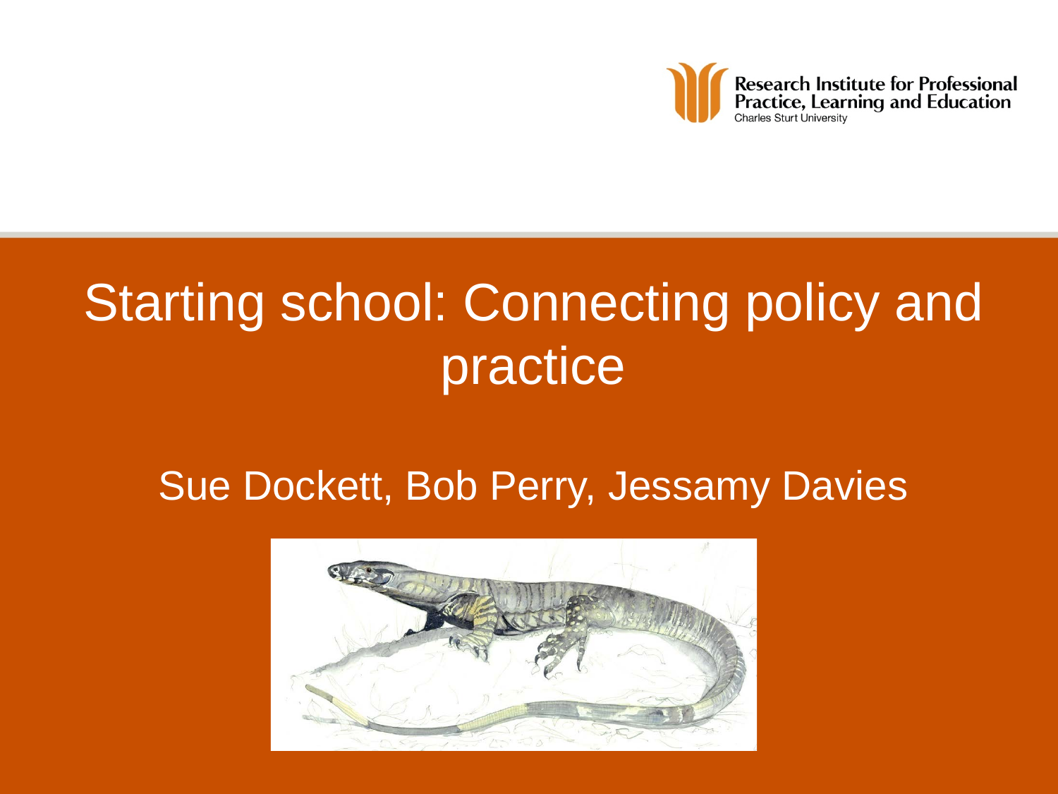Research Institute for Professional Practice, Learning and Education
Charles Sturt University

# Starting school: Connecting policy and practice

Sue Dockett, Bob Perry, Jessamy Davies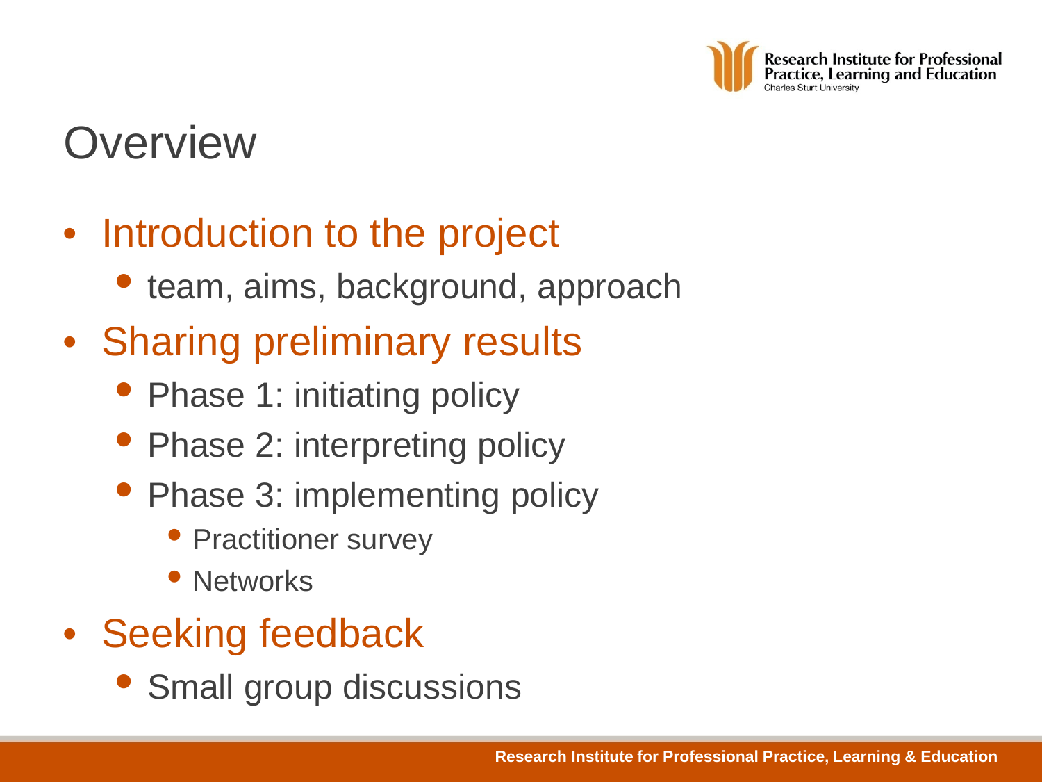# Overview

- Introduction to the project
  - team, aims, background, approach
- Sharing preliminary results
  - Phase 1: initiating policy
  - Phase 2: interpreting policy
  - Phase 3: implementing policy
    - Practitioner survey
    - Networks
- Seeking feedback
  - Small group discussions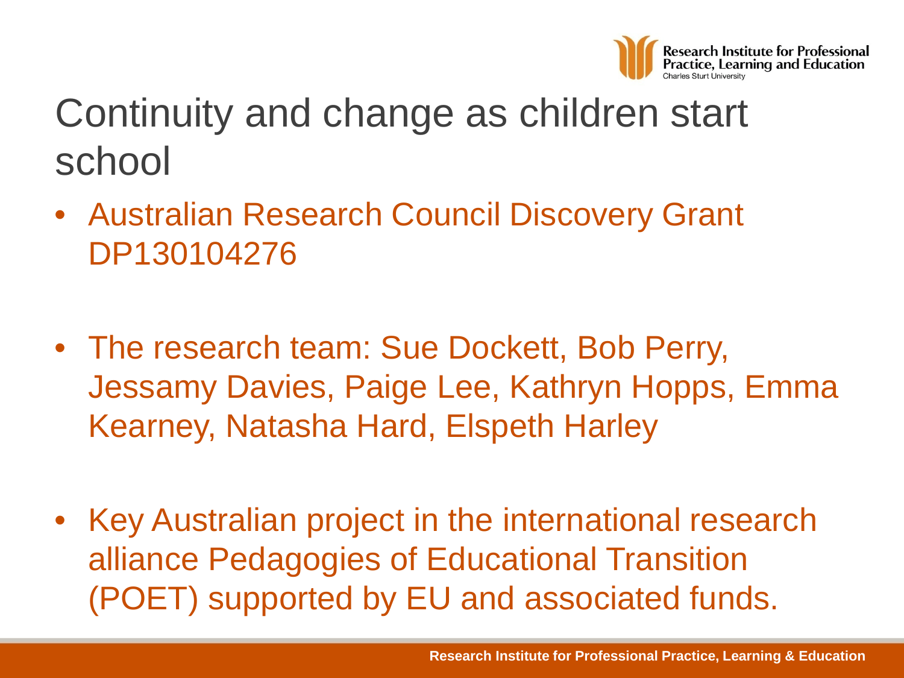# Continuity and change as children start school

- Australian Research Council Discovery Grant DP130104276

- The research team: Sue Dockett, Bob Perry, Jessamy Davies, Paige Lee, Kathryn Hopps, Emma Kearney, Natasha Hard, Elspeth Harley

- Key Australian project in the international research alliance Pedagogies of Educational Transition (POET) supported by EU and associated funds.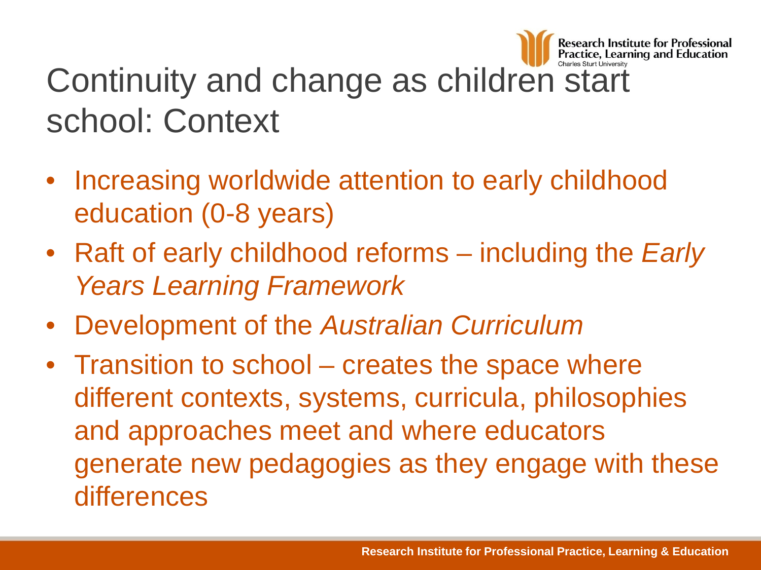# Continuity and change as children start school: Context

- Increasing worldwide attention to early childhood education (0-8 years)
- Raft of early childhood reforms – including the *Early Years Learning Framework*
- Development of the *Australian Curriculum*
- Transition to school – creates the space where different contexts, systems, curricula, philosophies and approaches meet and where educators generate new pedagogies as they engage with these differences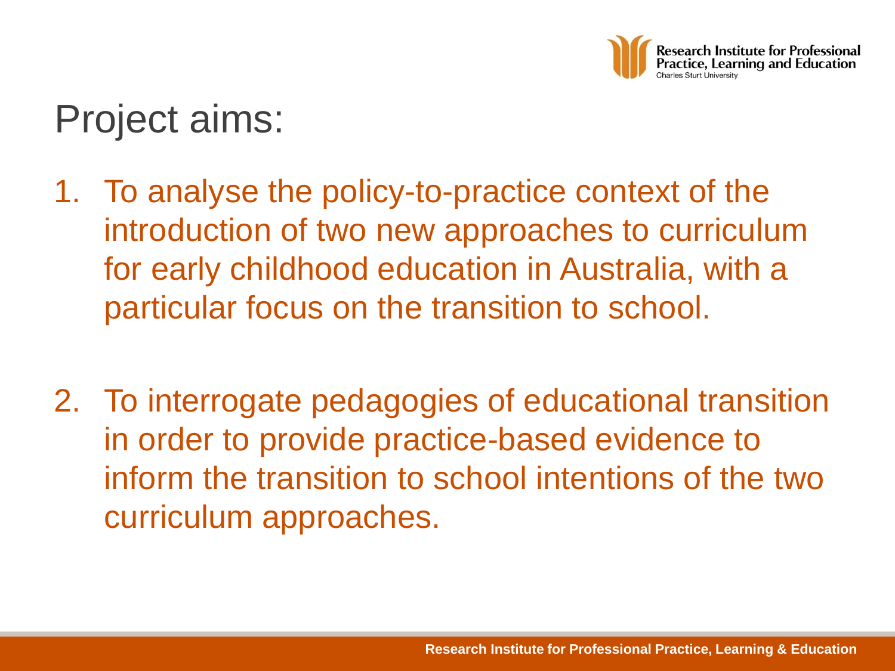# Project aims:

1. To analyse the policy-to-practice context of the introduction of two new approaches to curriculum for early childhood education in Australia, with a particular focus on the transition to school.

2. To interrogate pedagogies of educational transition in order to provide practice-based evidence to inform the transition to school intentions of the two curriculum approaches.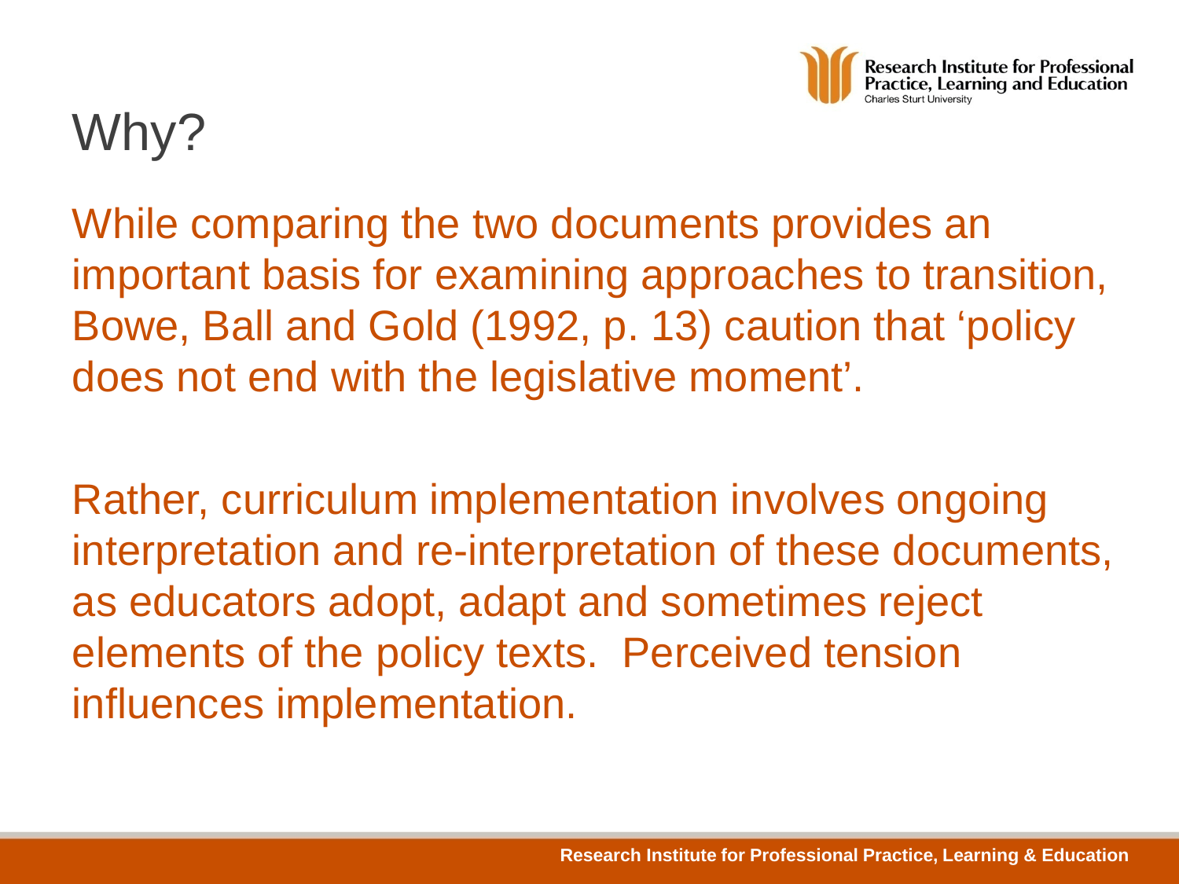# Why?

While comparing the two documents provides an important basis for examining approaches to transition, Bowe, Ball and Gold (1992, p. 13) caution that 'policy does not end with the legislative moment'.

Rather, curriculum implementation involves ongoing interpretation and re-interpretation of these documents, as educators adopt, adapt and sometimes reject elements of the policy texts. Perceived tension influences implementation.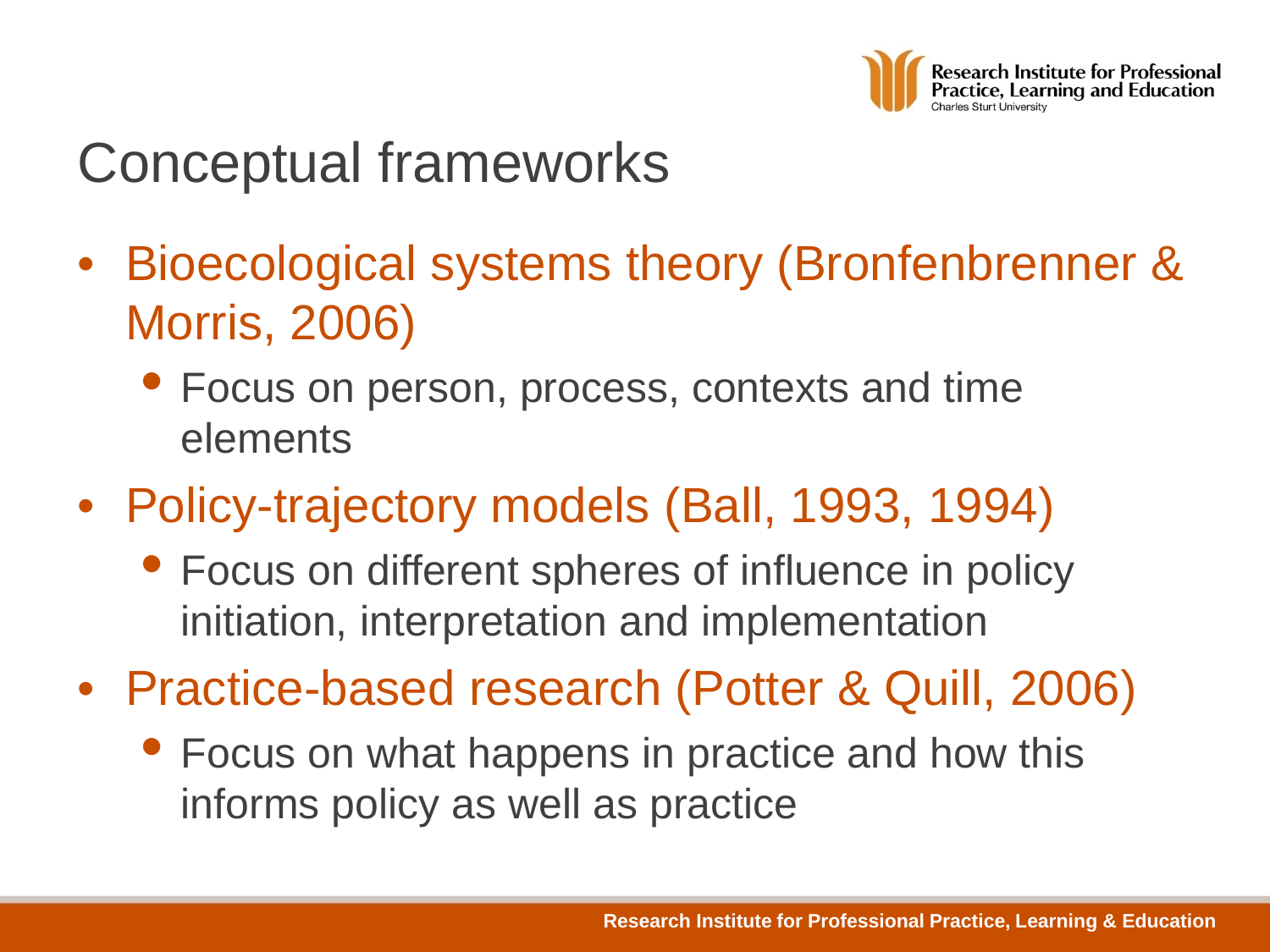# Conceptual frameworks

- Bioecological systems theory (Bronfenbrenner & Morris, 2006)
  - Focus on person, process, contexts and time elements
- Policy-trajectory models (Ball, 1993, 1994)
  - Focus on different spheres of influence in policy initiation, interpretation and implementation
- Practice-based research (Potter & Quill, 2006)
  - Focus on what happens in practice and how this informs policy as well as practice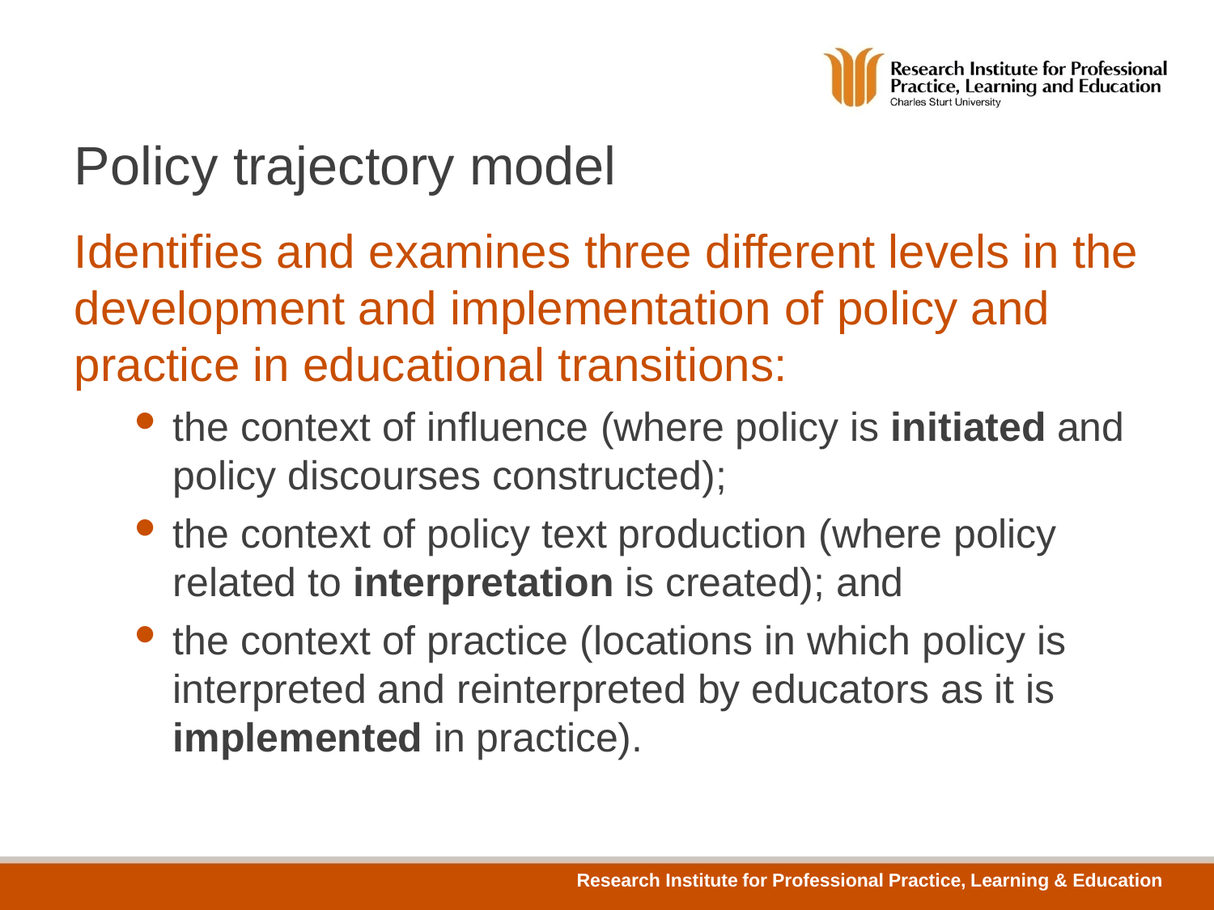# Policy trajectory model

Identifies and examines three different levels in the development and implementation of policy and practice in educational transitions:

- the context of influence (where policy is **initiated** and policy discourses constructed);
- the context of policy text production (where policy related to **interpretation** is created); and
- the context of practice (locations in which policy is interpreted and reinterpreted by educators as it is **implemented** in practice).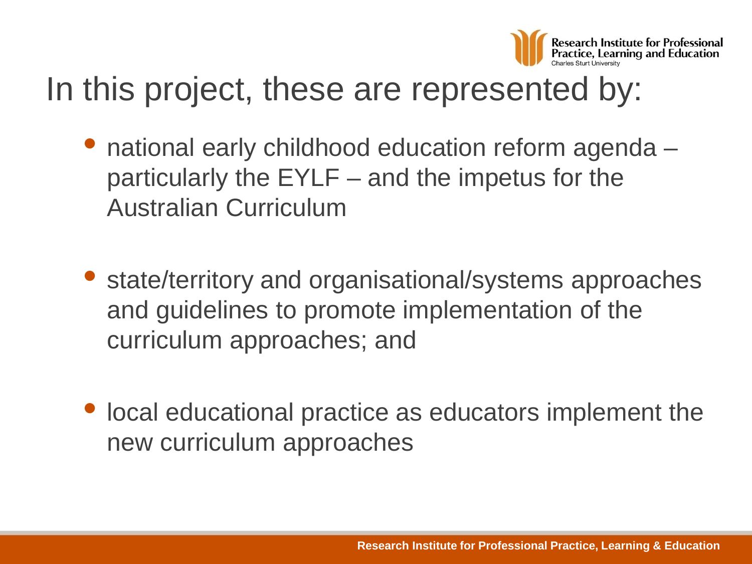# In this project, these are represented by:

- national early childhood education reform agenda – particularly the EYLF – and the impetus for the Australian Curriculum
- state/territory and organisational/systems approaches and guidelines to promote implementation of the curriculum approaches; and
- local educational practice as educators implement the new curriculum approaches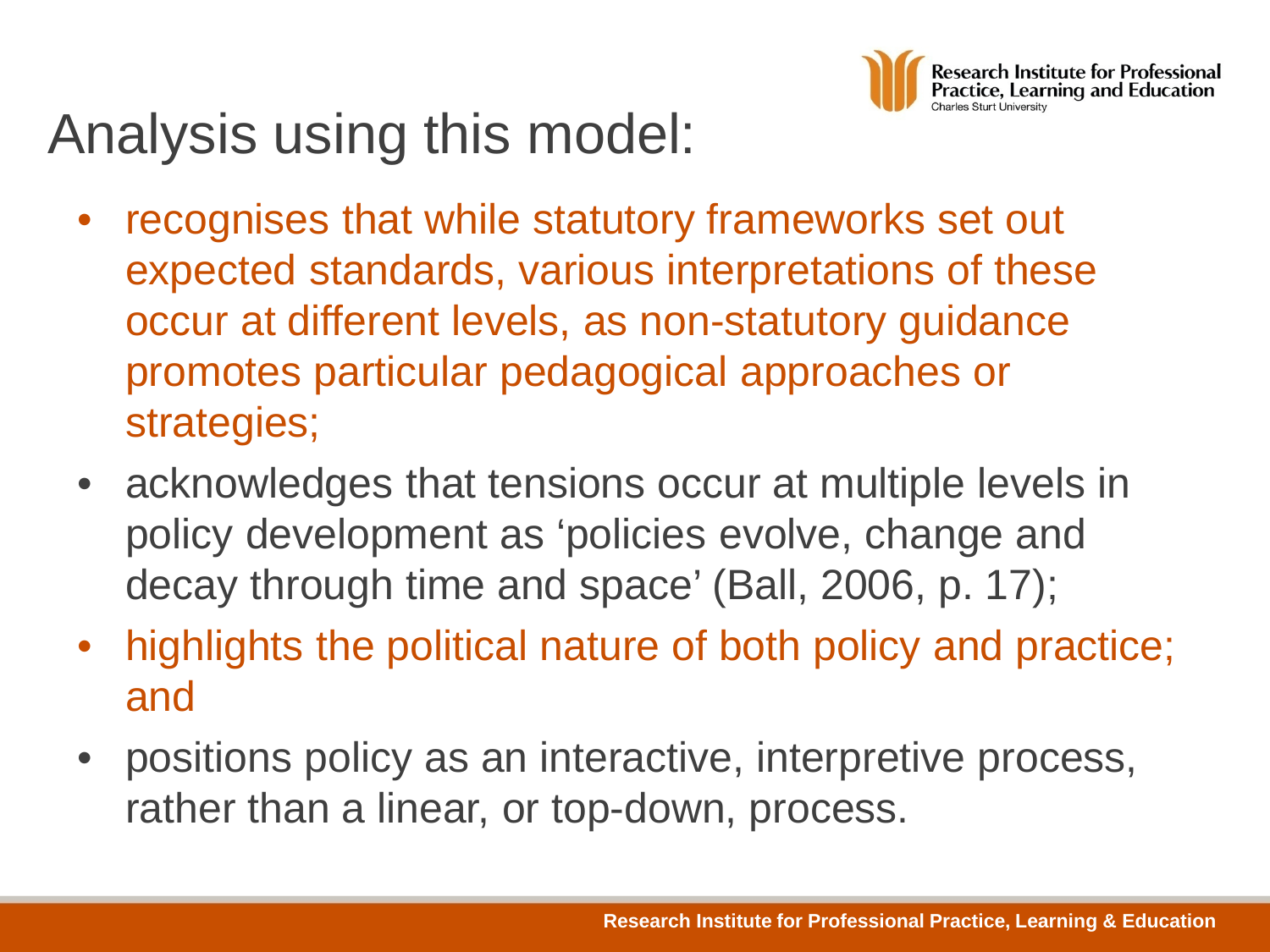# Analysis using this model:

- recognises that while statutory frameworks set out expected standards, various interpretations of these occur at different levels, as non-statutory guidance promotes particular pedagogical approaches or strategies;
- acknowledges that tensions occur at multiple levels in policy development as 'policies evolve, change and decay through time and space' (Ball, 2006, p. 17);
- highlights the political nature of both policy and practice; and
- positions policy as an interactive, interpretive process, rather than a linear, or top-down, process.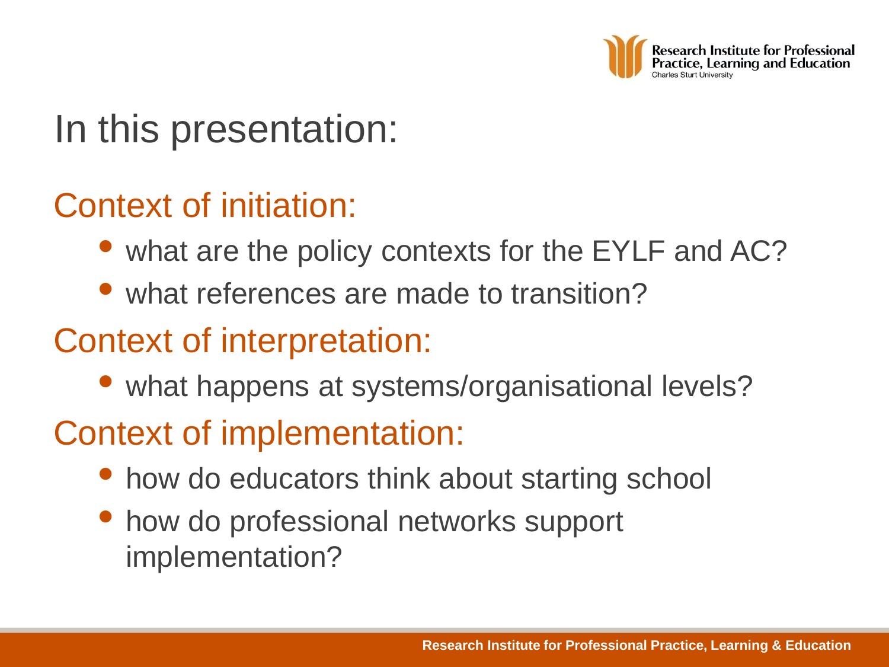# In this presentation:

## Context of initiation:

- what are the policy contexts for the EYLF and AC?
- what references are made to transition?

## Context of interpretation:

- what happens at systems/organisational levels?

## Context of implementation:

- how do educators think about starting school
- how do professional networks support implementation?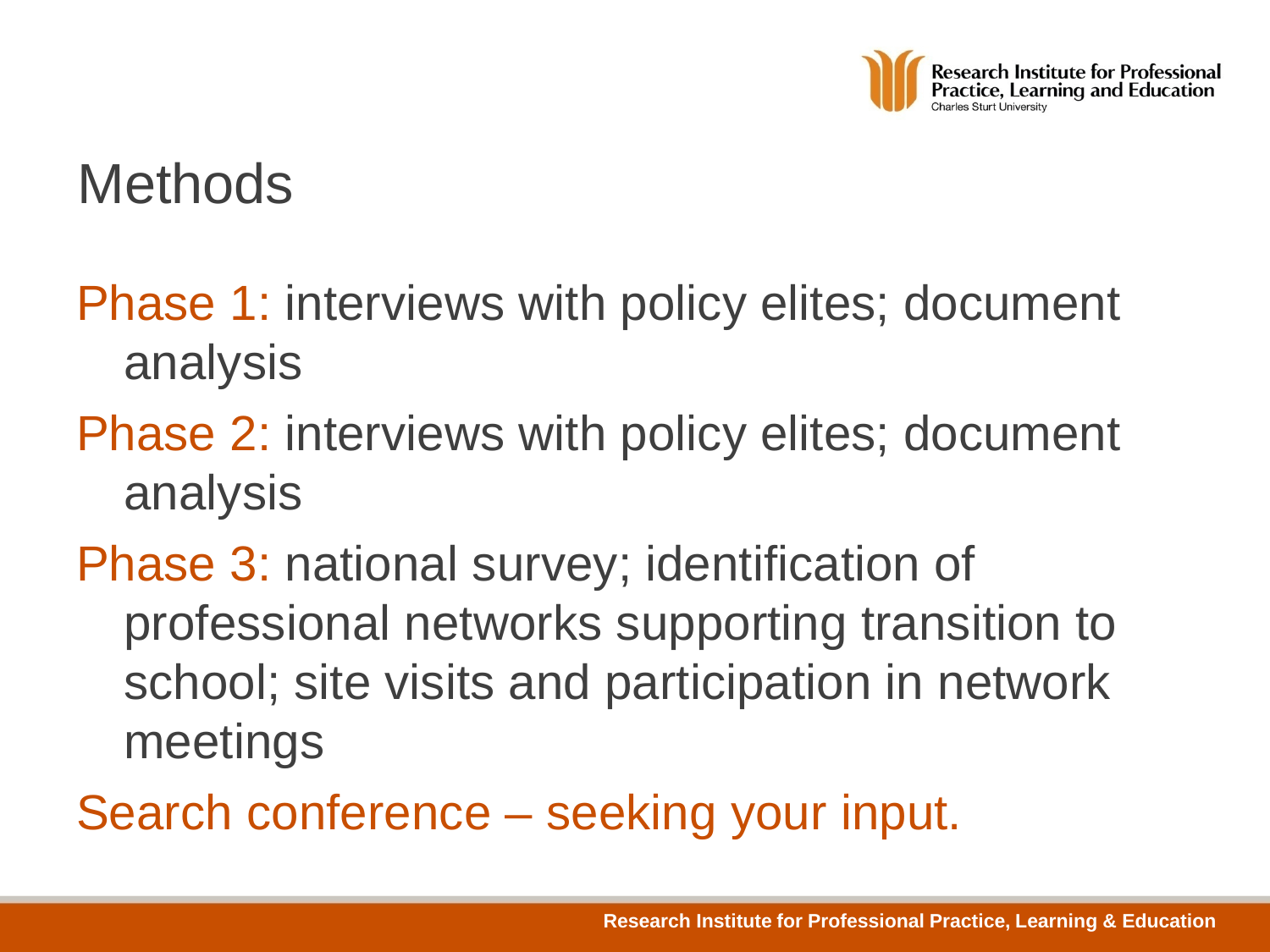# Methods

Phase 1: interviews with policy elites; document analysis

Phase 2: interviews with policy elites; document analysis

Phase 3: national survey; identification of professional networks supporting transition to school; site visits and participation in network meetings

Search conference – seeking your input.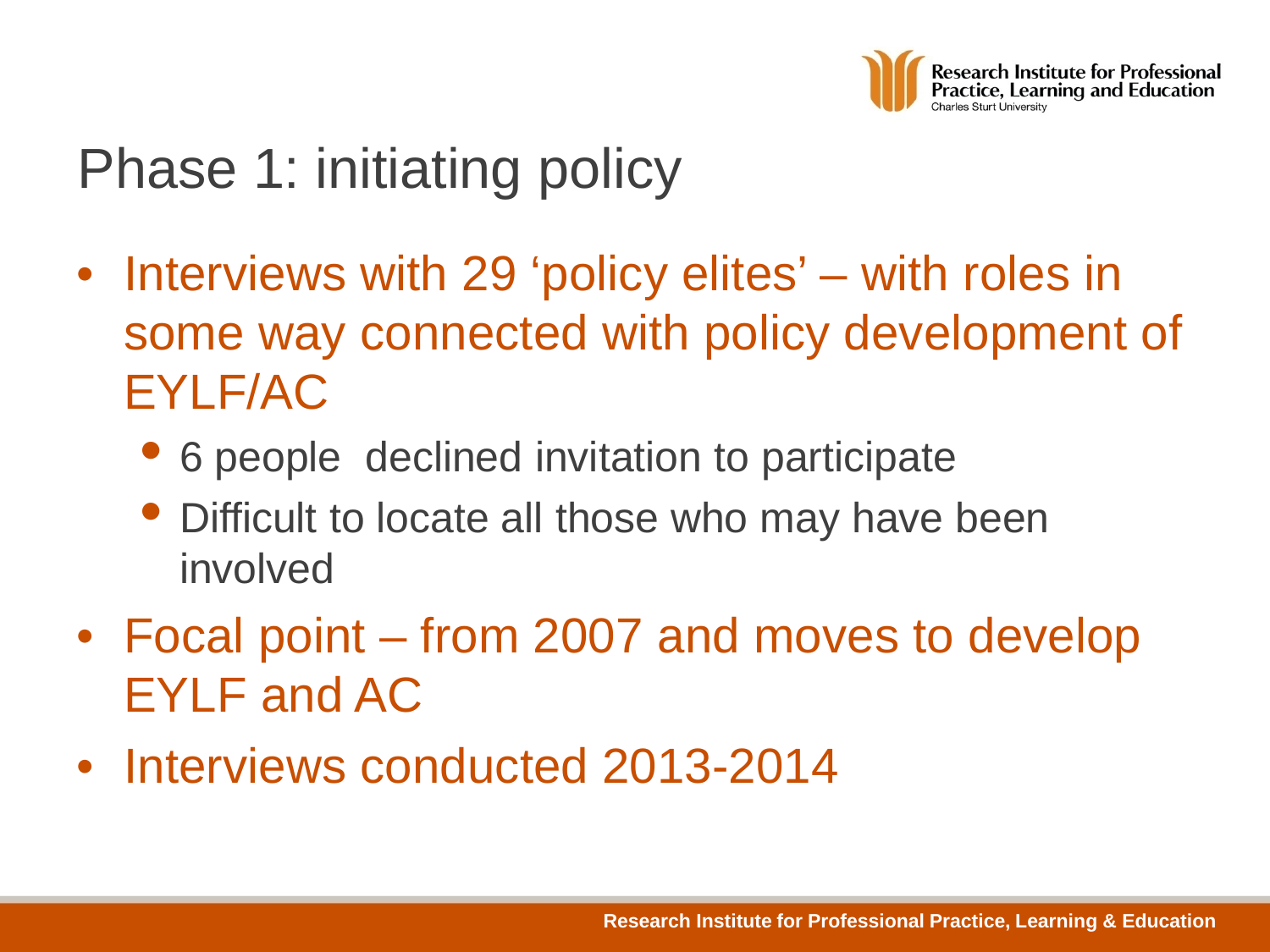# Phase 1: initiating policy

- Interviews with 29 'policy elites' – with roles in some way connected with policy development of EYLF/AC
  - 6 people declined invitation to participate
  - Difficult to locate all those who may have been involved
- Focal point – from 2007 and moves to develop EYLF and AC
- Interviews conducted 2013-2014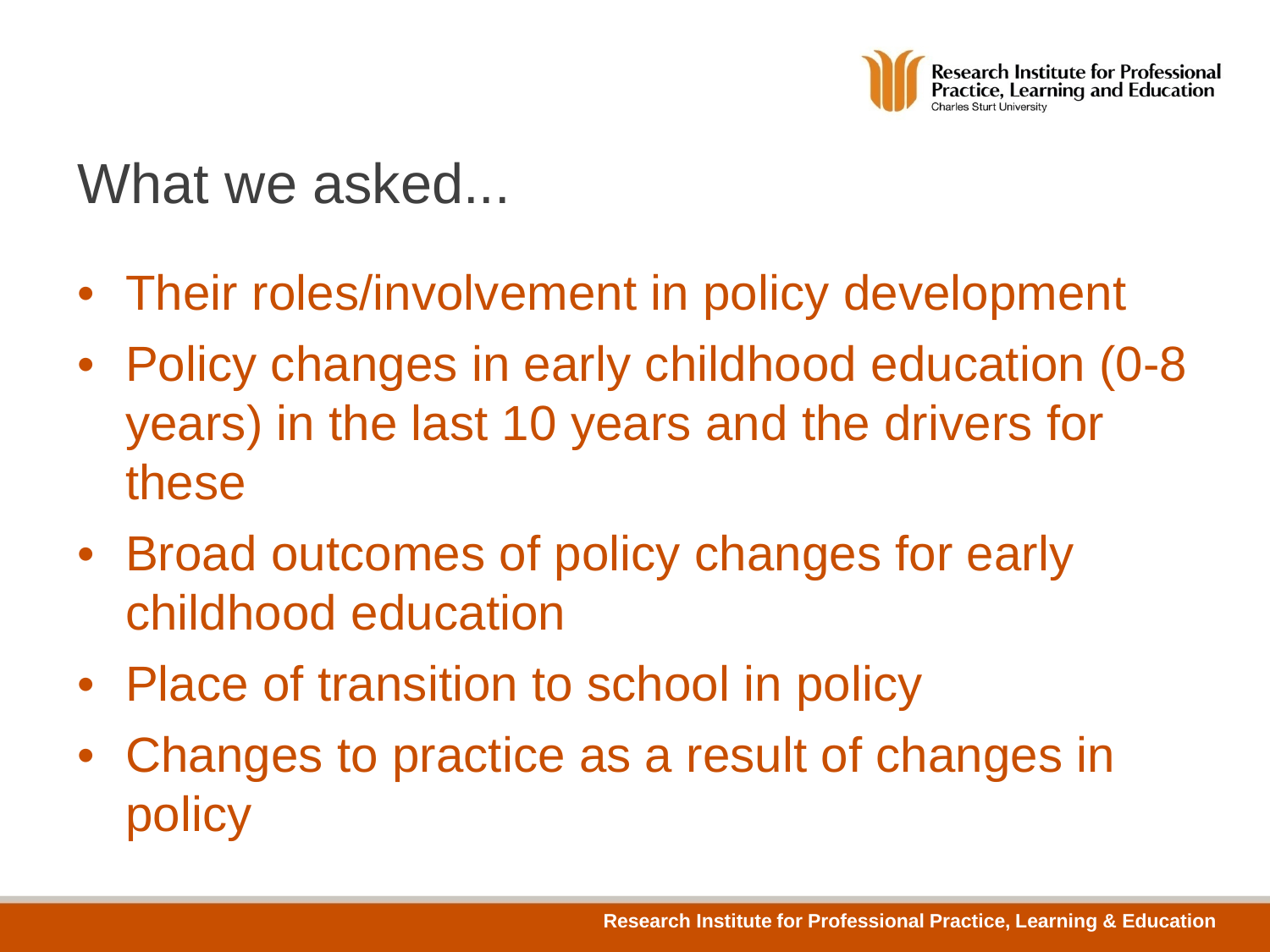# What we asked...

- Their roles/involvement in policy development
- Policy changes in early childhood education (0-8 years) in the last 10 years and the drivers for these
- Broad outcomes of policy changes for early childhood education
- Place of transition to school in policy
- Changes to practice as a result of changes in policy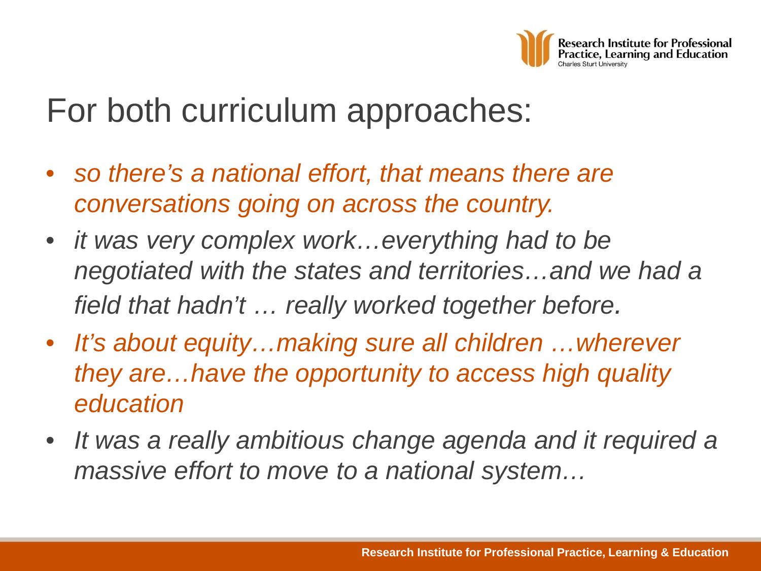# For both curriculum approaches:

- *so there's a national effort, that means there are conversations going on across the country.*
- *it was very complex work…everything had to be negotiated with the states and territories…and we had a field that hadn't … really worked together before.*
- *It's about equity…making sure all children …wherever they are…have the opportunity to access high quality education*
- *It was a really ambitious change agenda and it required a massive effort to move to a national system…*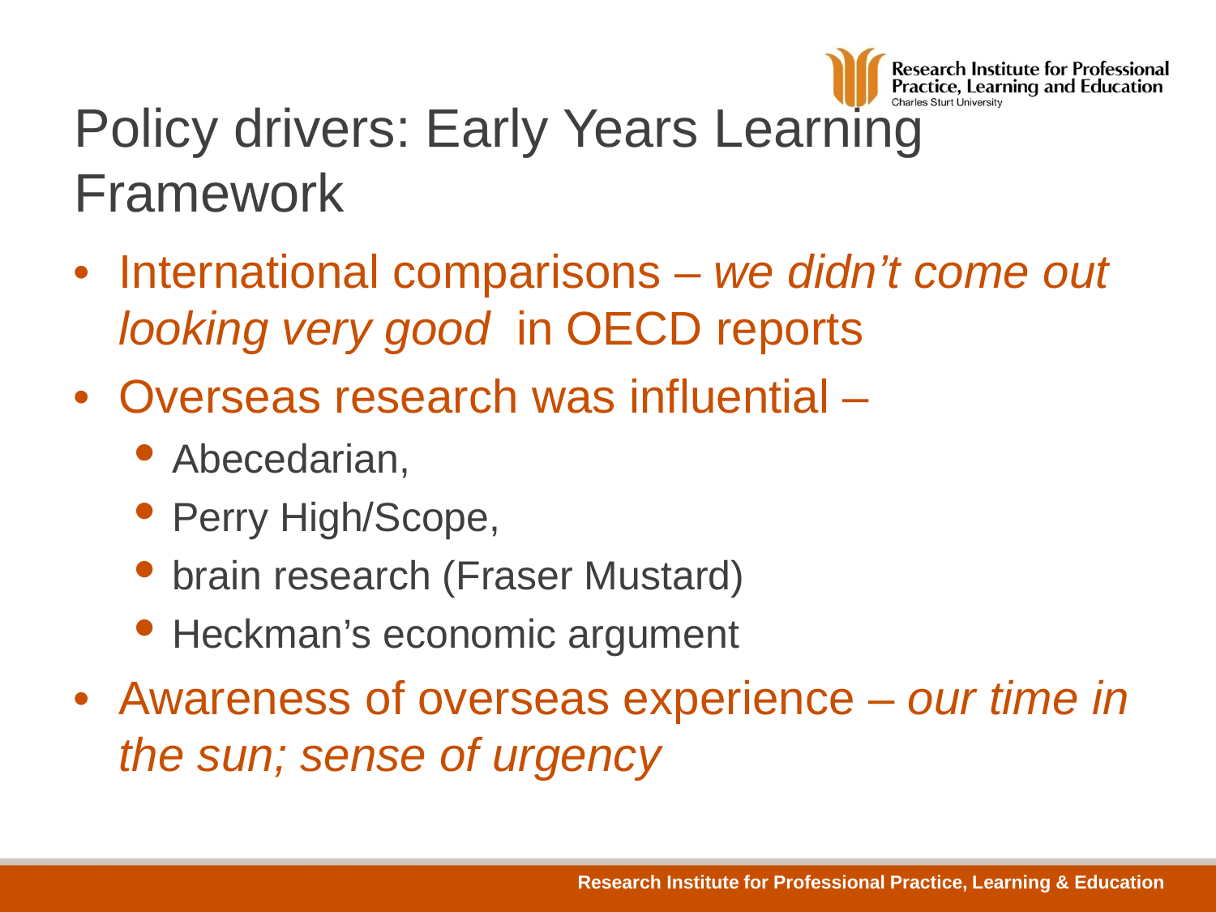# Policy drivers: Early Years Learning Framework

- International comparisons – *we didn't come out looking very good* in OECD reports
- Overseas research was influential –
  - Abecedarian,
  - Perry High/Scope,
  - brain research (Fraser Mustard)
  - Heckman's economic argument
- Awareness of overseas experience – *our time in the sun; sense of urgency*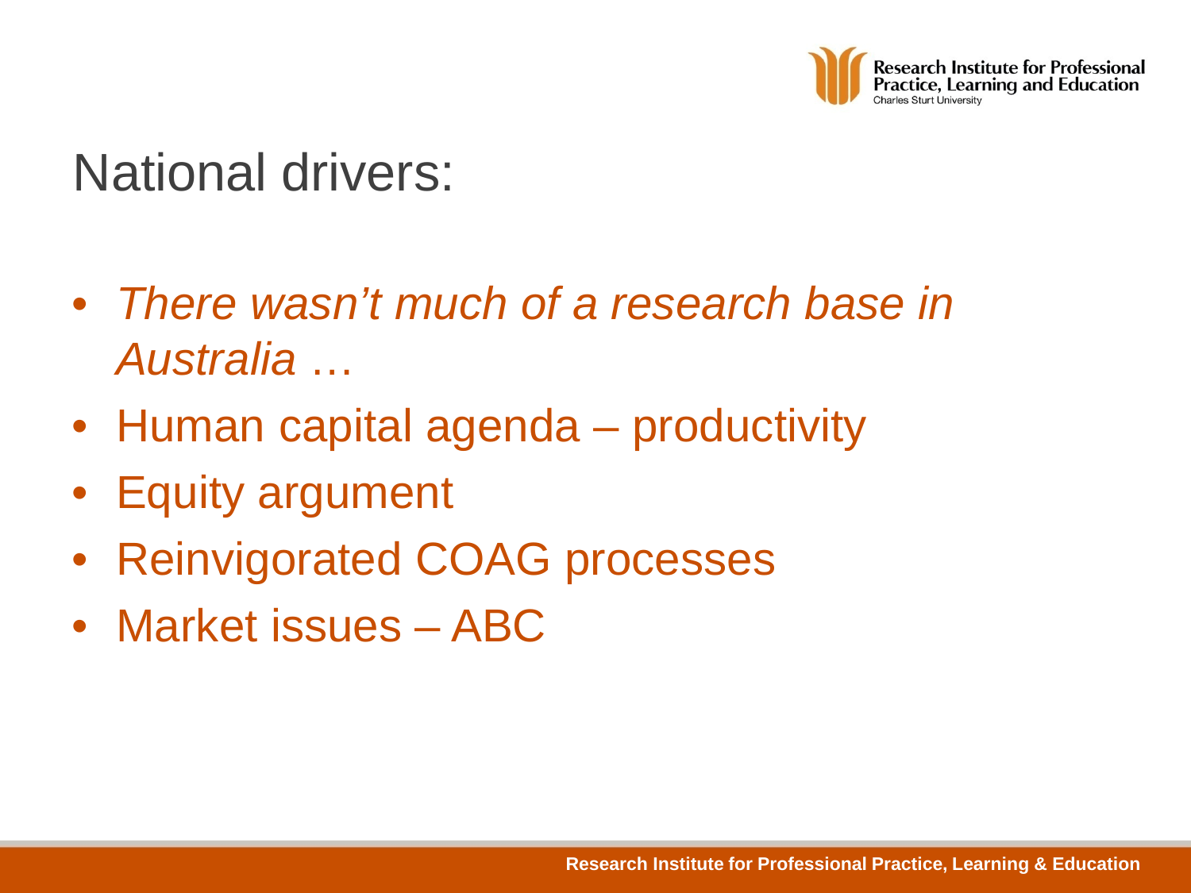# National drivers:

- *There wasn't much of a research base in Australia* …
- Human capital agenda – productivity
- Equity argument
- Reinvigorated COAG processes
- Market issues – ABC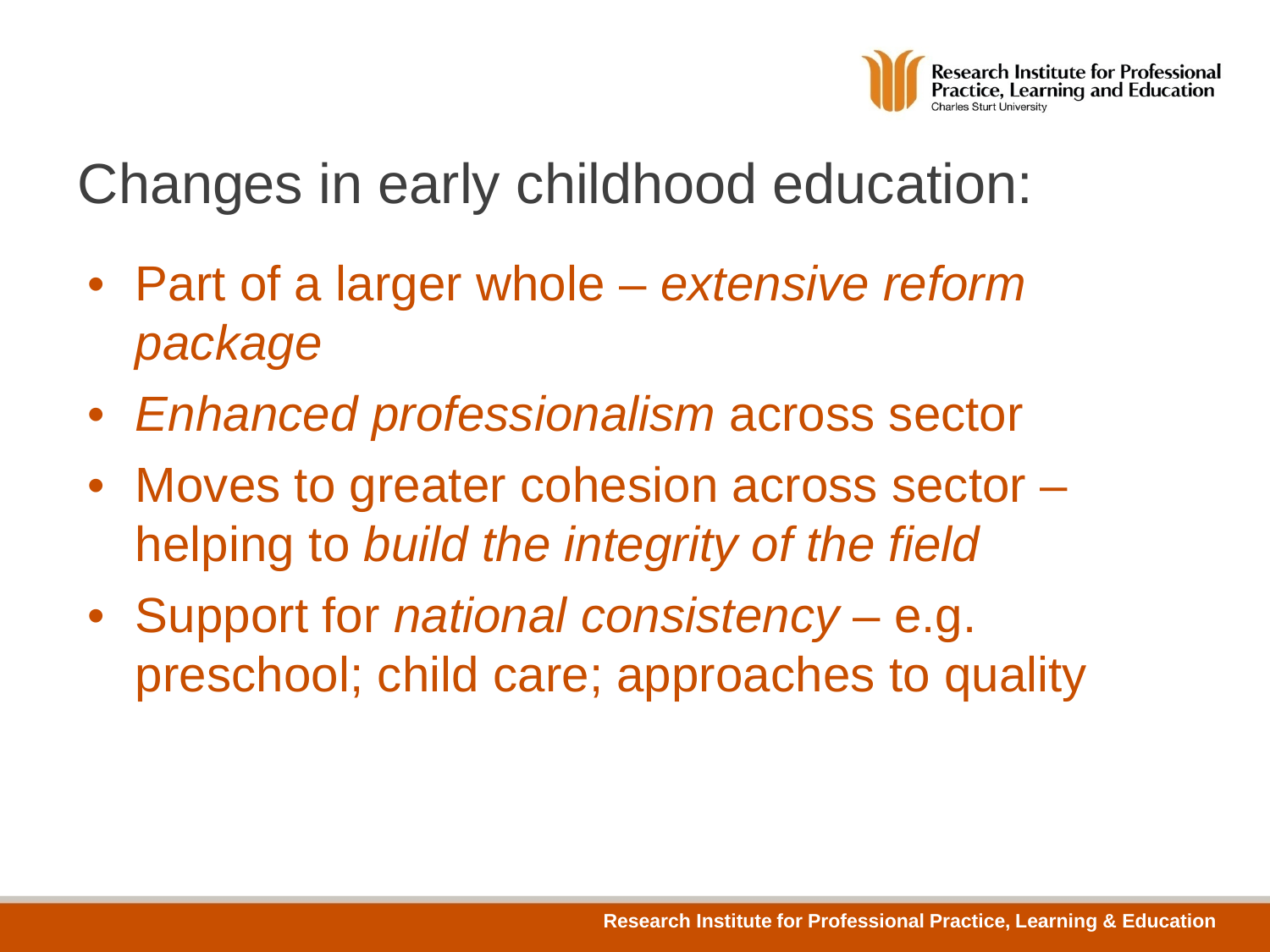# Changes in early childhood education:

- Part of a larger whole – *extensive reform package*
- *Enhanced professionalism* across sector
- Moves to greater cohesion across sector – helping to *build the integrity of the field*
- Support for *national consistency* – e.g. preschool; child care; approaches to quality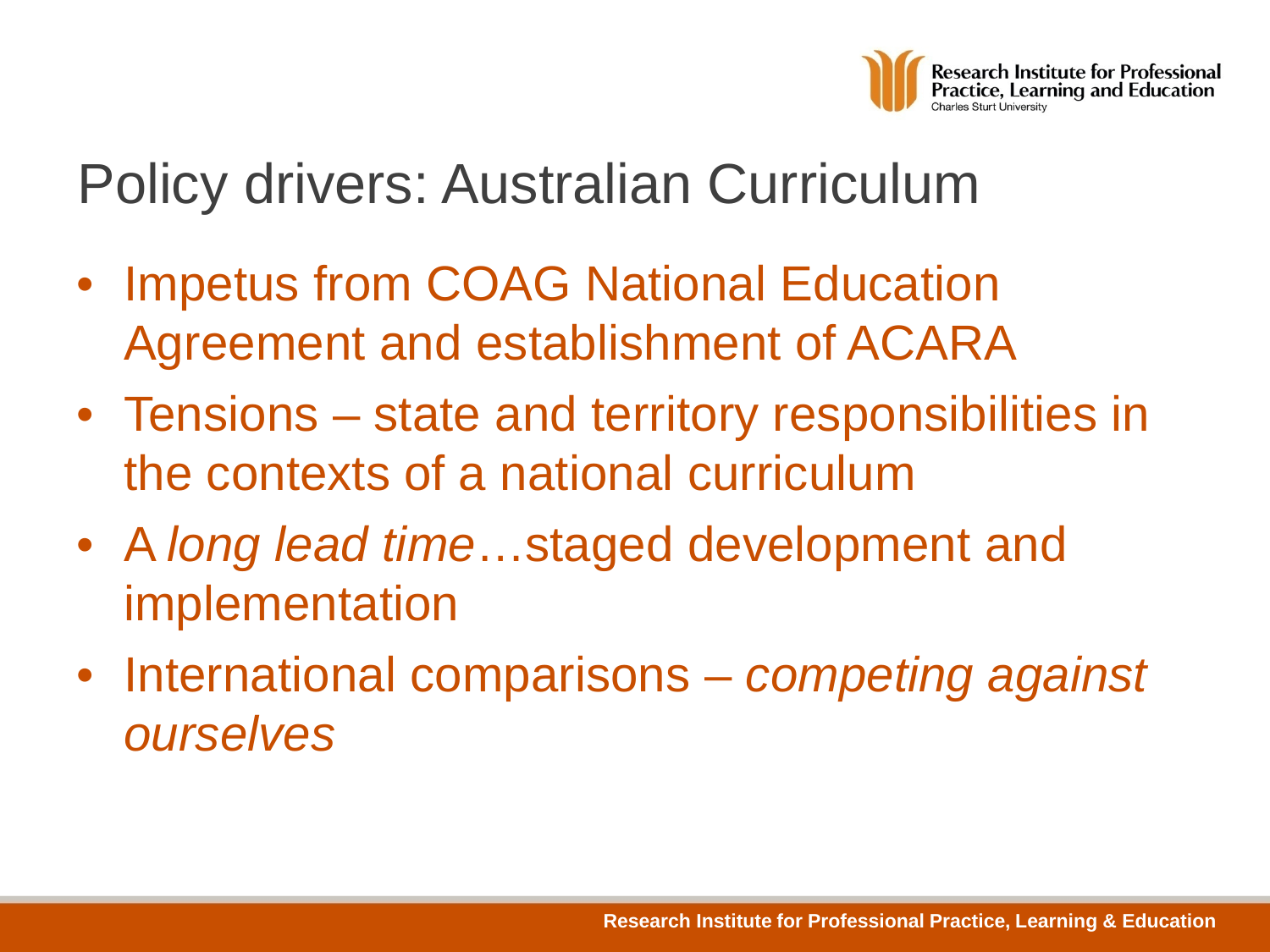# Policy drivers: Australian Curriculum

- Impetus from COAG National Education Agreement and establishment of ACARA
- Tensions – state and territory responsibilities in the contexts of a national curriculum
- A *long lead time*…staged development and implementation
- International comparisons – *competing against ourselves*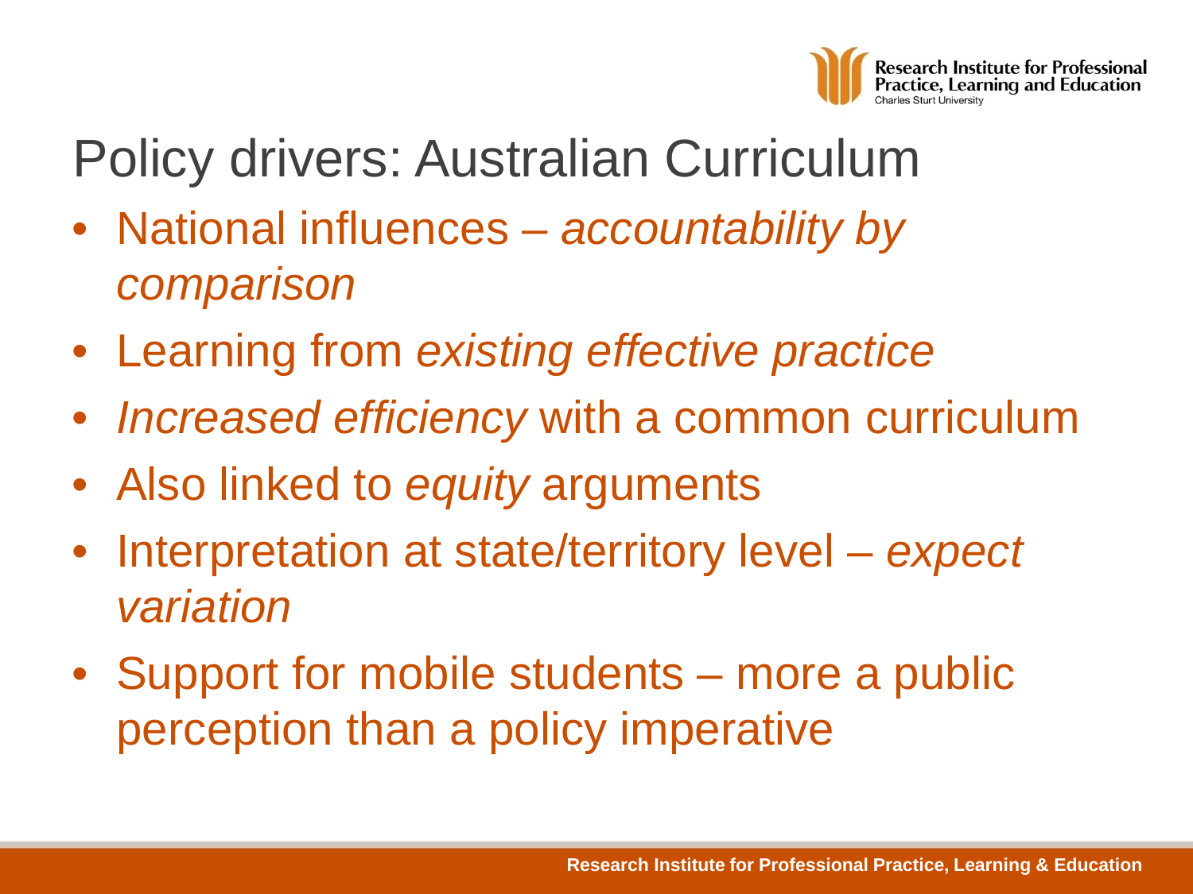# Policy drivers: Australian Curriculum

- National influences – *accountability by comparison*
- Learning from *existing effective practice*
- *Increased efficiency* with a common curriculum
- Also linked to *equity* arguments
- Interpretation at state/territory level – *expect variation*
- Support for mobile students – more a public perception than a policy imperative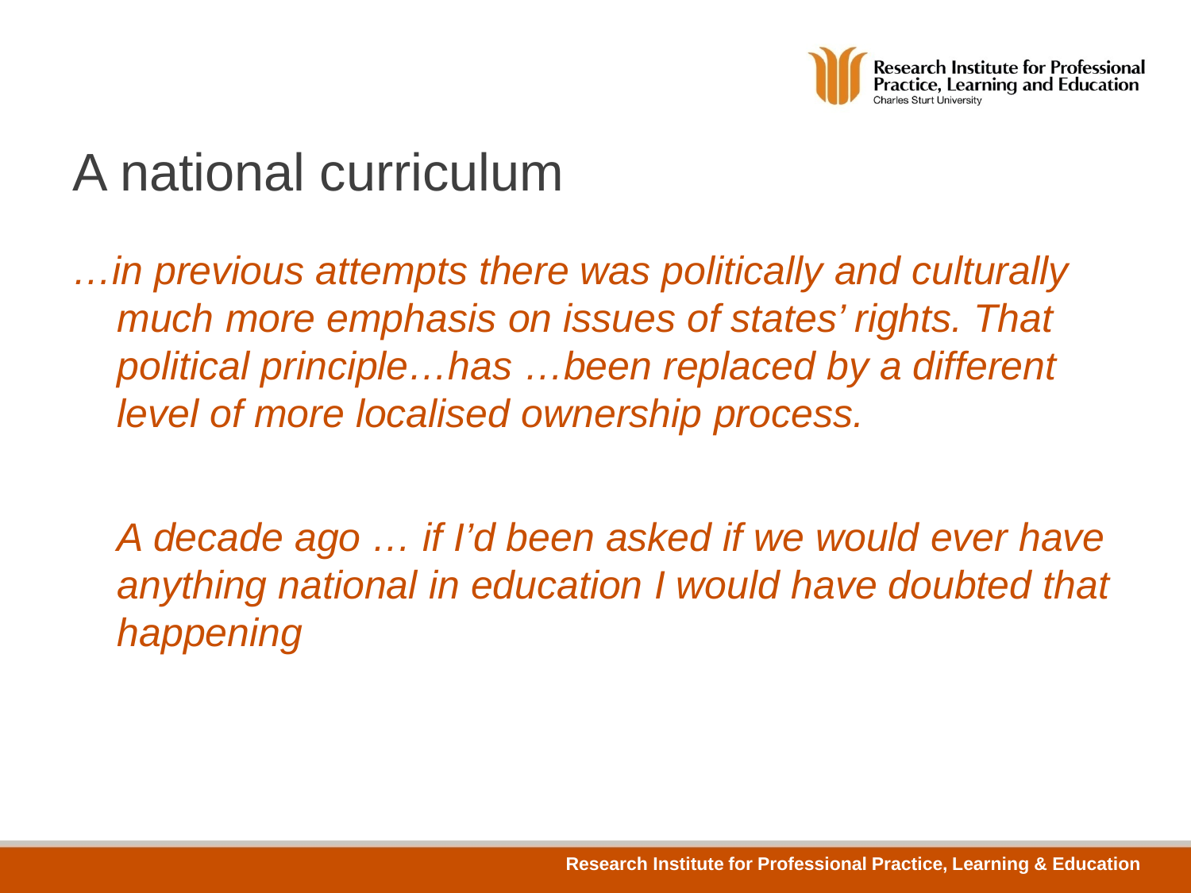# A national curriculum

*…in previous attempts there was politically and culturally much more emphasis on issues of states' rights. That political principle…has …been replaced by a different level of more localised ownership process.*

*A decade ago … if I'd been asked if we would ever have anything national in education I would have doubted that happening*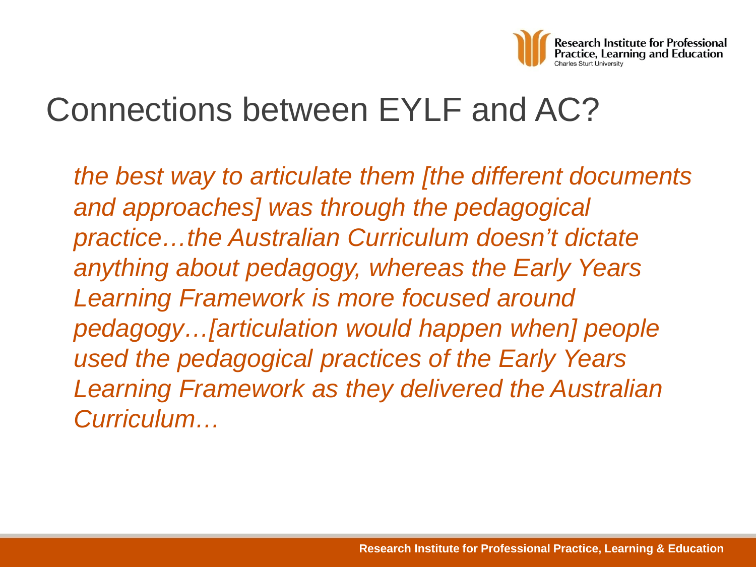# Connections between EYLF and AC?

*the best way to articulate them [the different documents and approaches] was through the pedagogical practice…the Australian Curriculum doesn't dictate anything about pedagogy, whereas the Early Years Learning Framework is more focused around pedagogy…[articulation would happen when] people used the pedagogical practices of the Early Years Learning Framework as they delivered the Australian Curriculum…*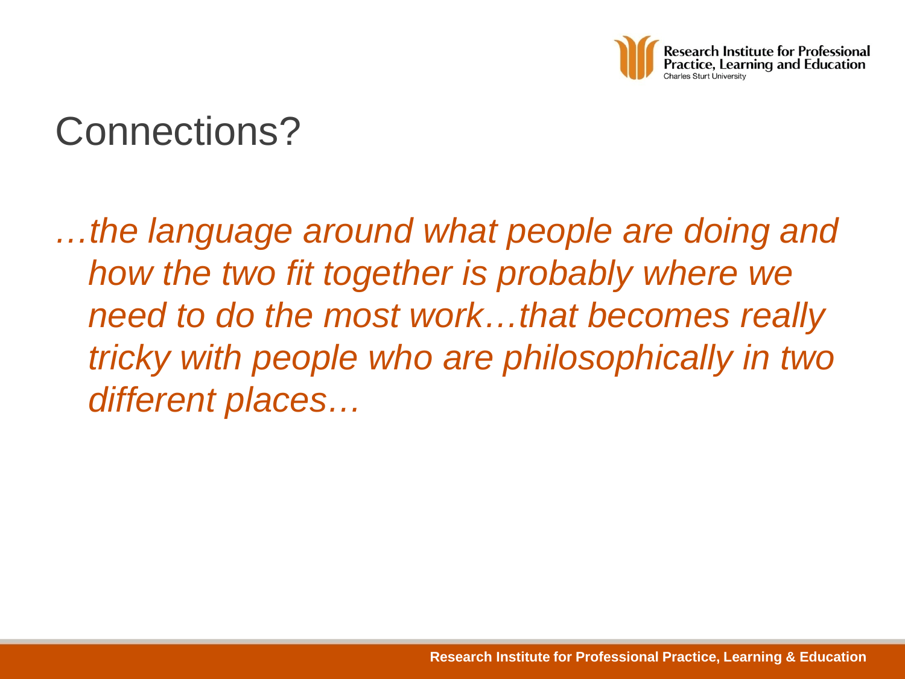# Connections?

*…the language around what people are doing and how the two fit together is probably where we need to do the most work…that becomes really tricky with people who are philosophically in two different places…*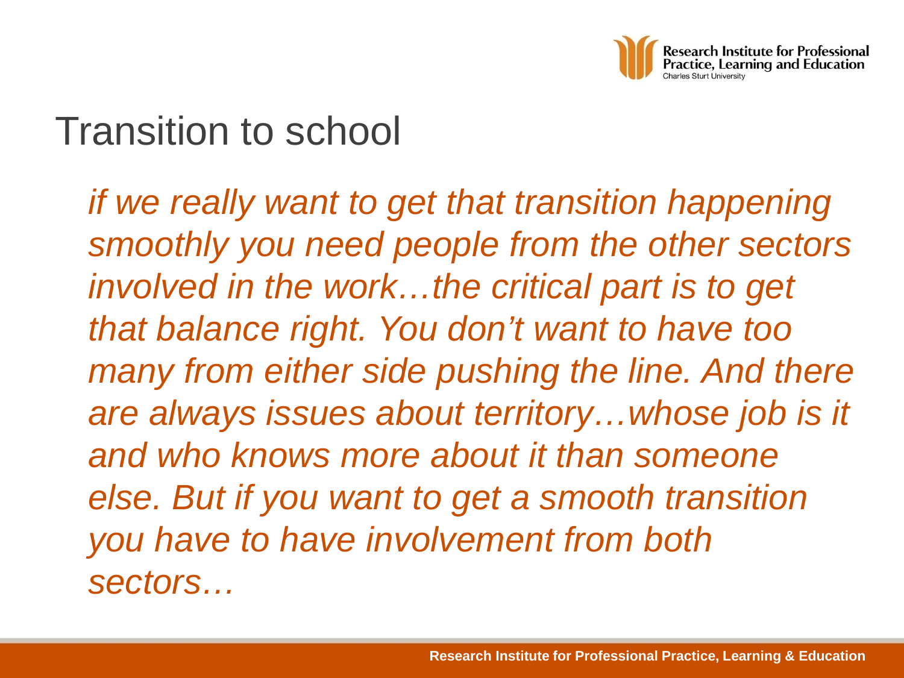# Transition to school

*if we really want to get that transition happening smoothly you need people from the other sectors involved in the work…the critical part is to get that balance right. You don't want to have too many from either side pushing the line. And there are always issues about territory…whose job is it and who knows more about it than someone else. But if you want to get a smooth transition you have to have involvement from both sectors…*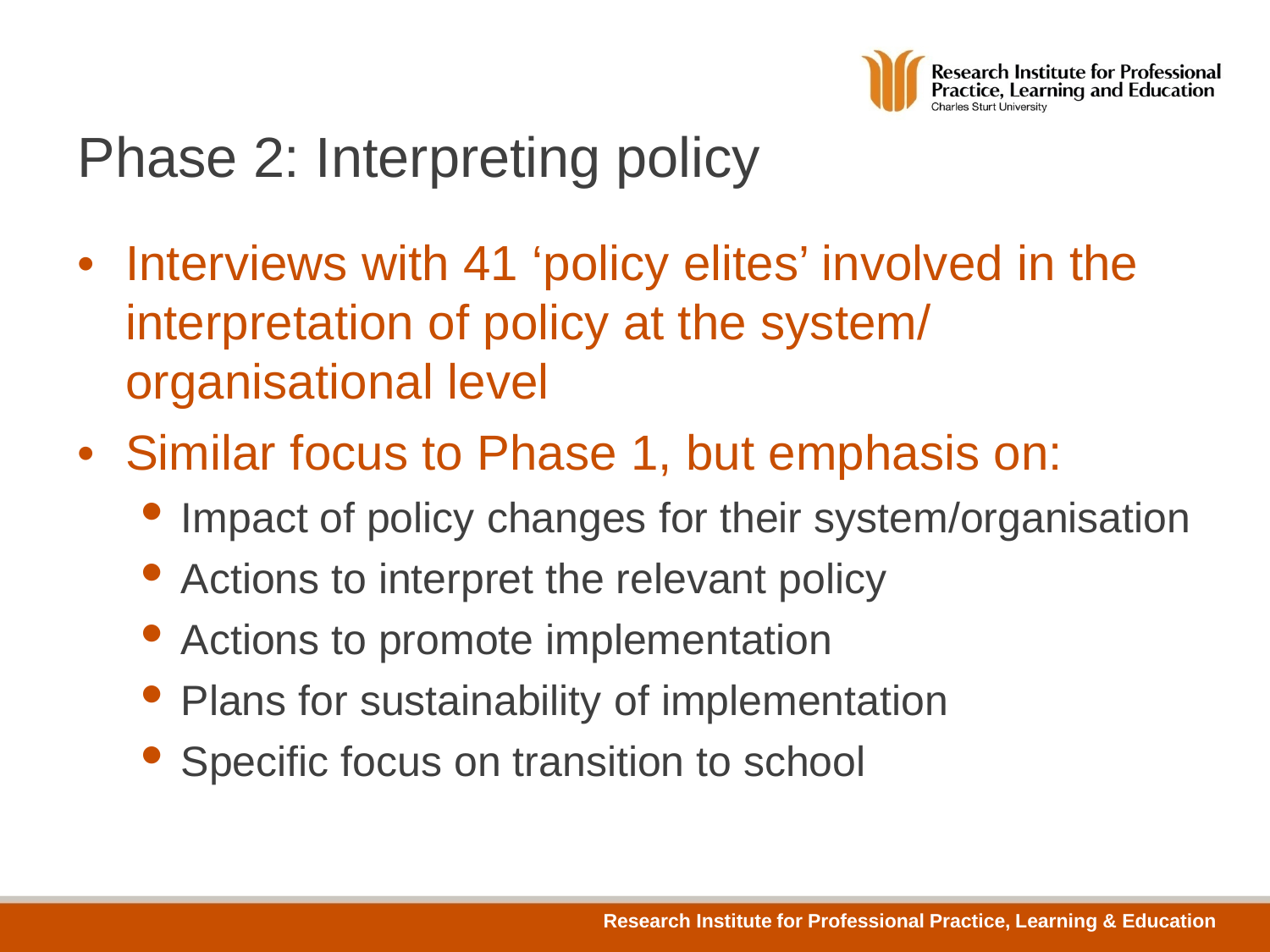# Phase 2: Interpreting policy

- Interviews with 41 'policy elites' involved in the interpretation of policy at the system/ organisational level
- Similar focus to Phase 1, but emphasis on:
  - Impact of policy changes for their system/organisation
  - Actions to interpret the relevant policy
  - Actions to promote implementation
  - Plans for sustainability of implementation
  - Specific focus on transition to school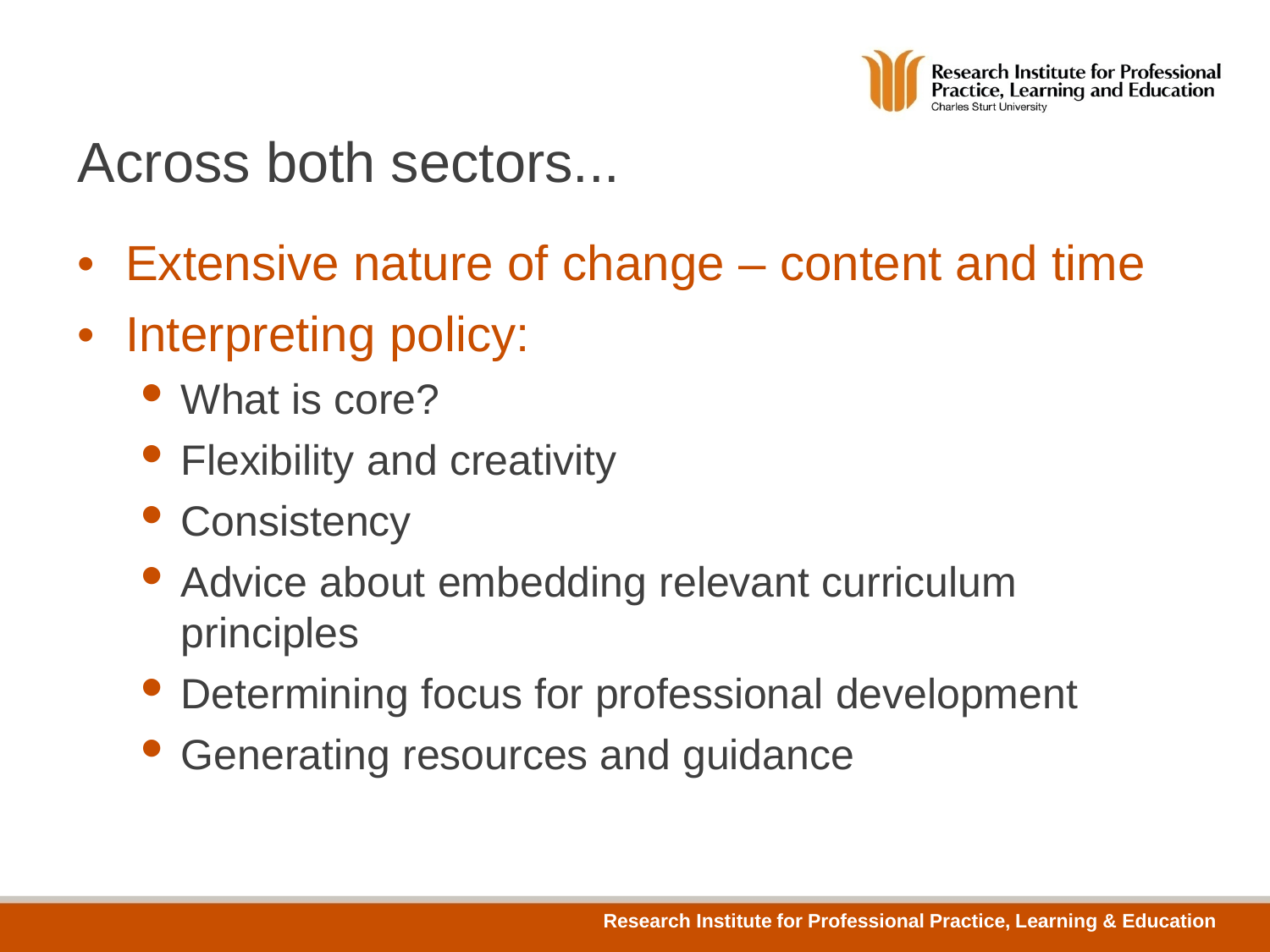# Across both sectors...

- Extensive nature of change – content and time
- Interpreting policy:
  - What is core?
  - Flexibility and creativity
  - Consistency
  - Advice about embedding relevant curriculum principles
  - Determining focus for professional development
  - Generating resources and guidance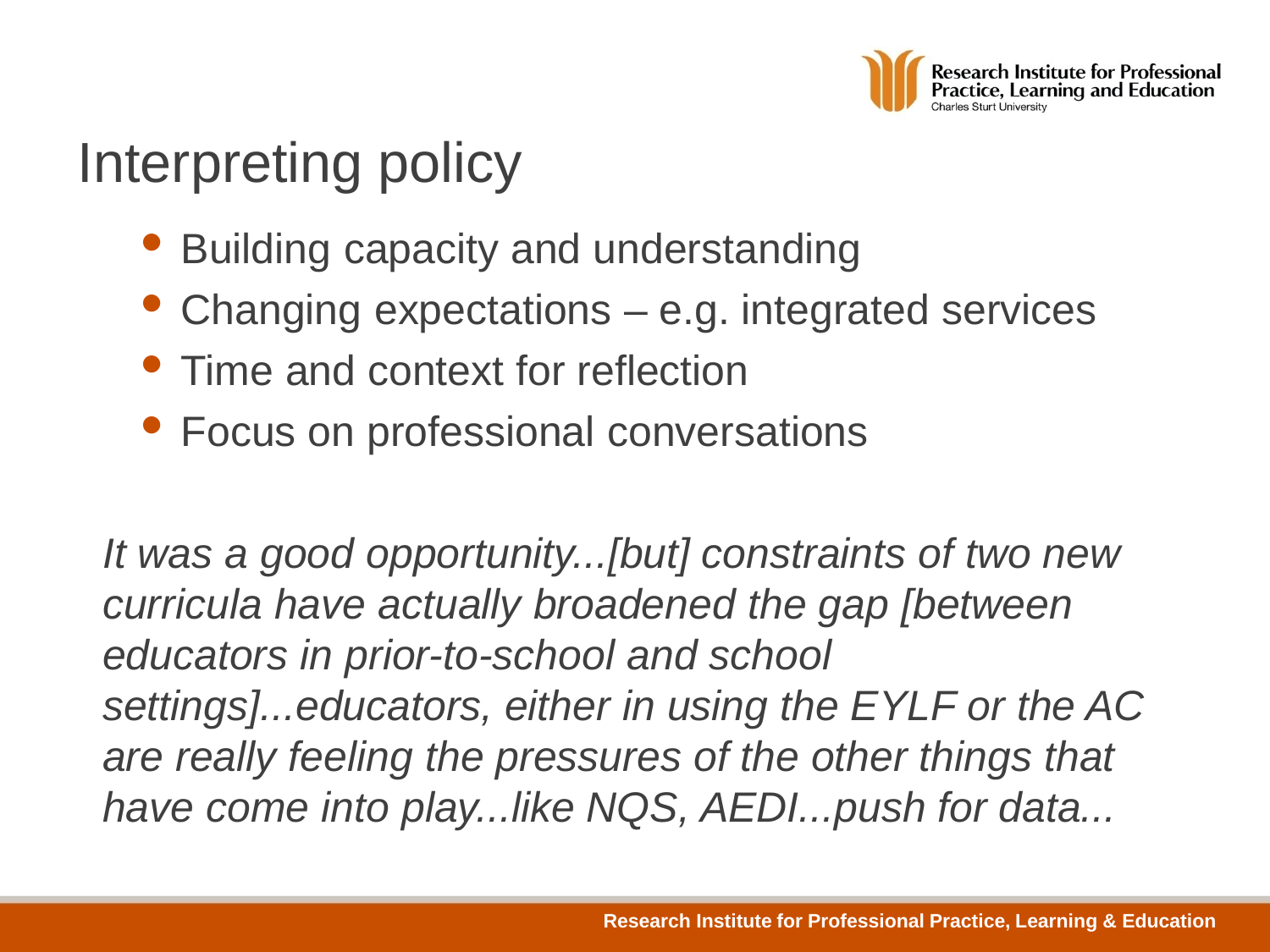# Interpreting policy

- Building capacity and understanding
- Changing expectations – e.g. integrated services
- Time and context for reflection
- Focus on professional conversations

*It was a good opportunity...[but] constraints of two new curricula have actually broadened the gap [between educators in prior-to-school and school settings]...educators, either in using the EYLF or the AC are really feeling the pressures of the other things that have come into play...like NQS, AEDI...push for data...*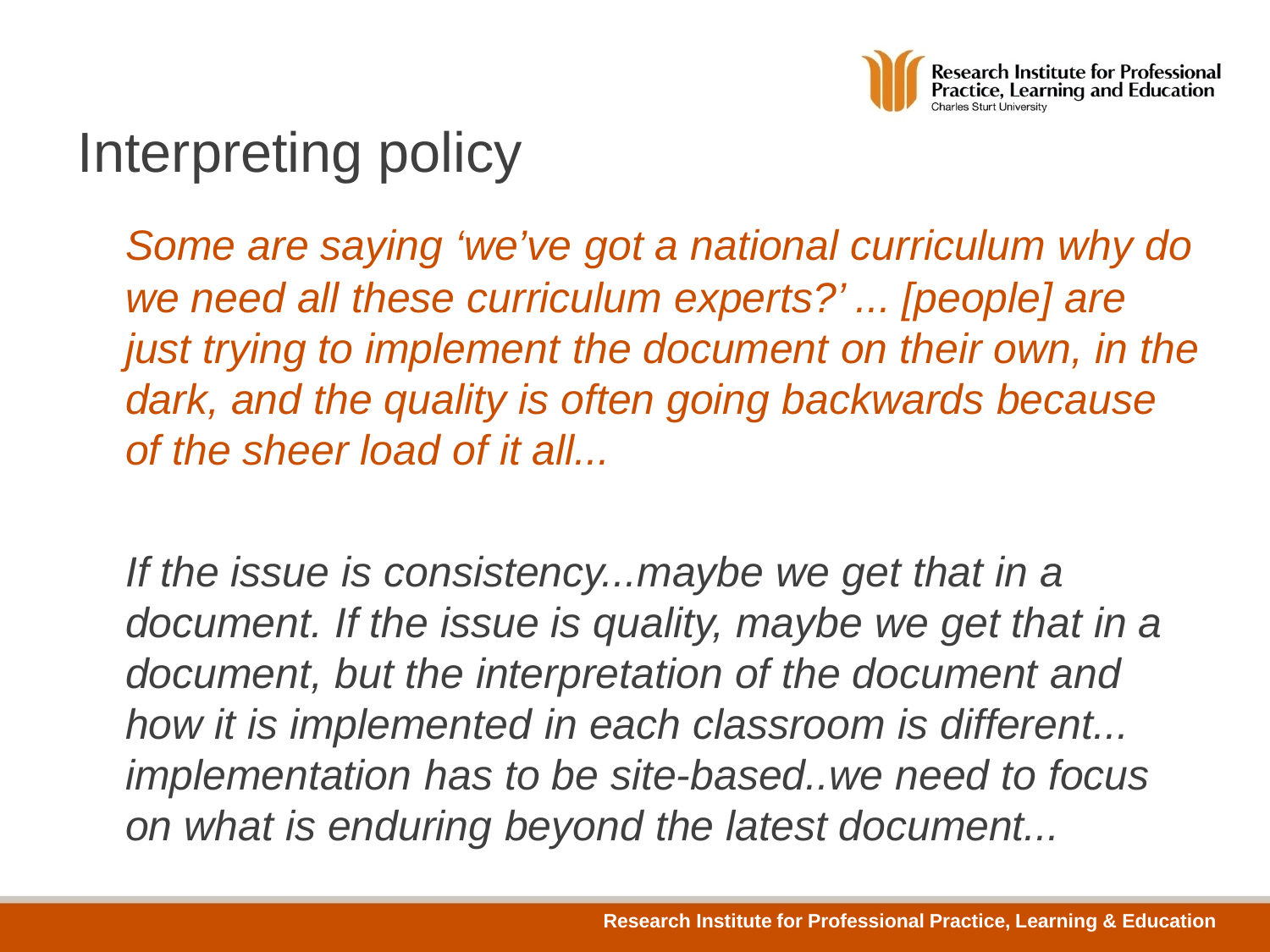# Interpreting policy

*Some are saying 'we've got a national curriculum why do we need all these curriculum experts?' ... [people] are just trying to implement the document on their own, in the dark, and the quality is often going backwards because of the sheer load of it all...*

*If the issue is consistency...maybe we get that in a document. If the issue is quality, maybe we get that in a document, but the interpretation of the document and how it is implemented in each classroom is different... implementation has to be site-based..we need to focus on what is enduring beyond the latest document...*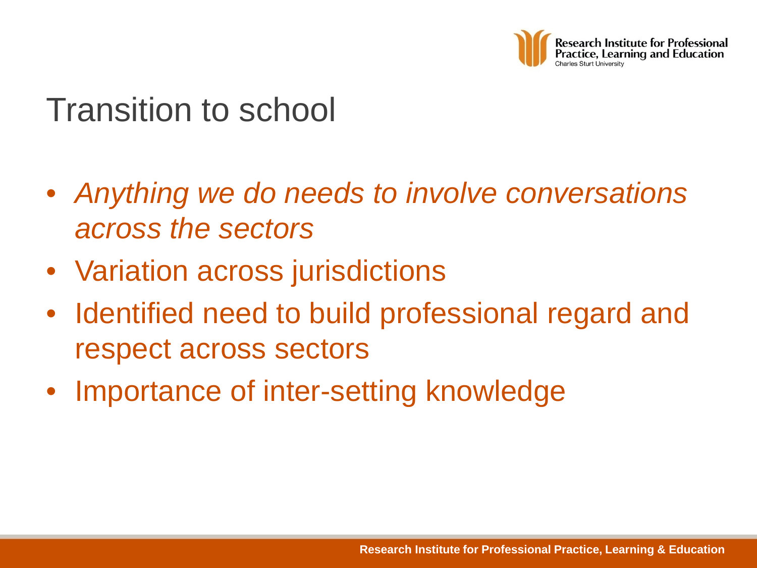# Transition to school

- *Anything we do needs to involve conversations across the sectors*
- Variation across jurisdictions
- Identified need to build professional regard and respect across sectors
- Importance of inter-setting knowledge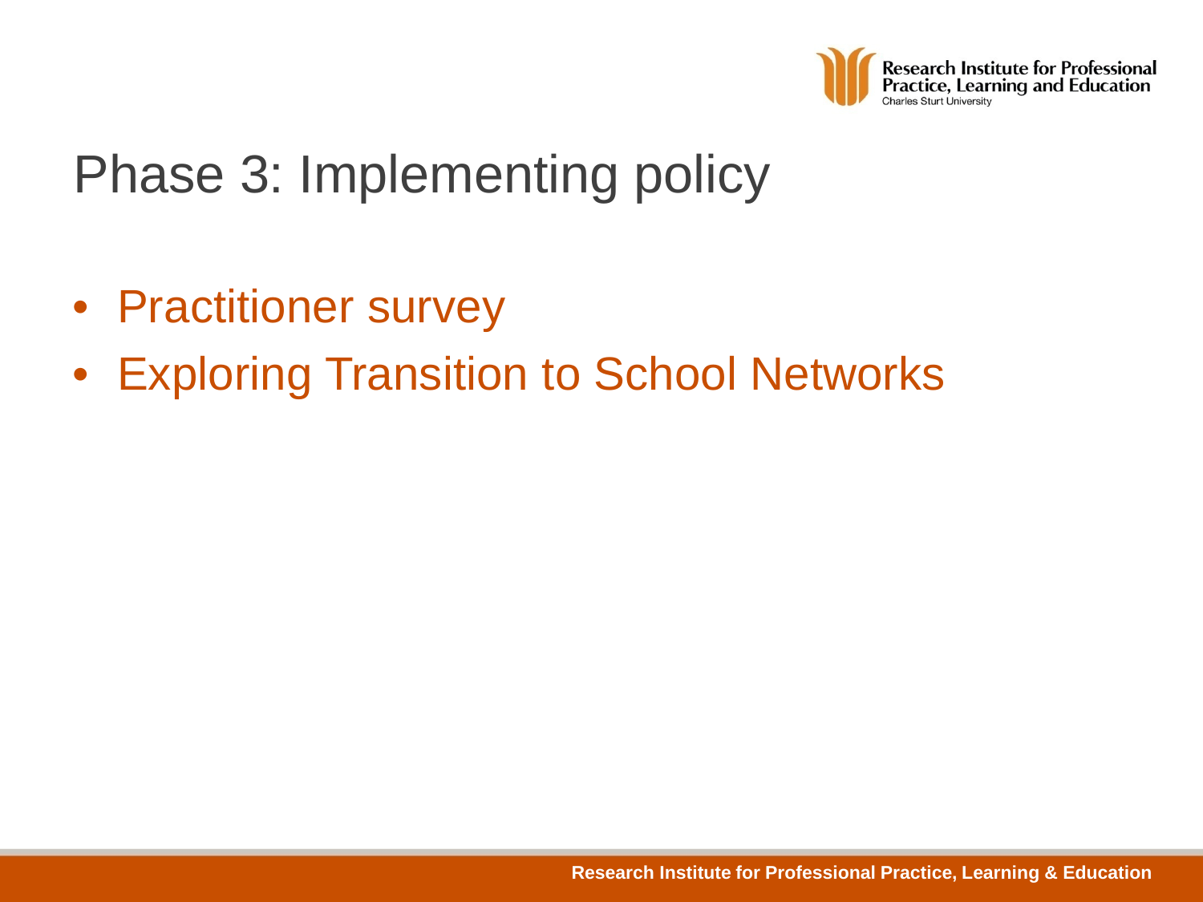# Phase 3: Implementing policy

- Practitioner survey
- Exploring Transition to School Networks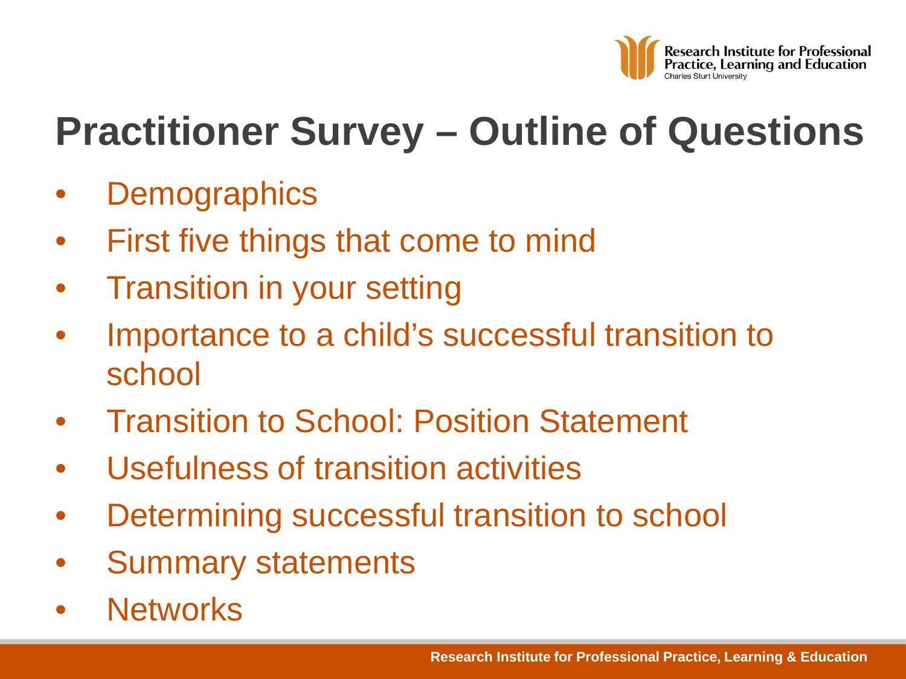# Practitioner Survey – Outline of Questions

- Demographics
- First five things that come to mind
- Transition in your setting
- Importance to a child's successful transition to school
- Transition to School: Position Statement
- Usefulness of transition activities
- Determining successful transition to school
- Summary statements
- Networks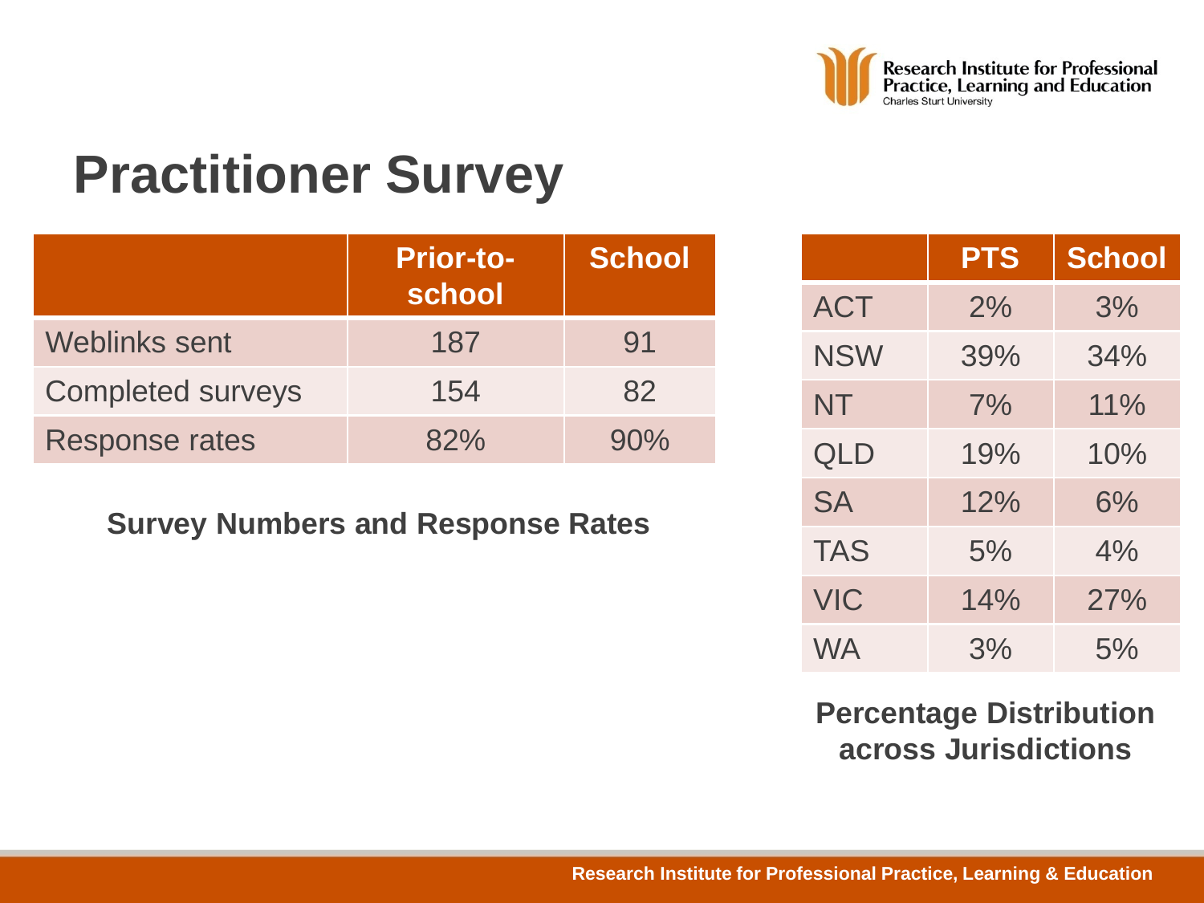# Practitioner Survey

| | Prior-to-school | School |
|---|---|---|
| Weblinks sent | 187 | 91 |
| Completed surveys | 154 | 82 |
| Response rates | 82% | 90% |

**Survey Numbers and Response Rates**

| | PTS | School |
|---|---|---|
| ACT | 2% | 3% |
| NSW | 39% | 34% |
| NT | 7% | 11% |
| QLD | 19% | 10% |
| SA | 12% | 6% |
| TAS | 5% | 4% |
| VIC | 14% | 27% |
| WA | 3% | 5% |

**Percentage Distribution across Jurisdictions**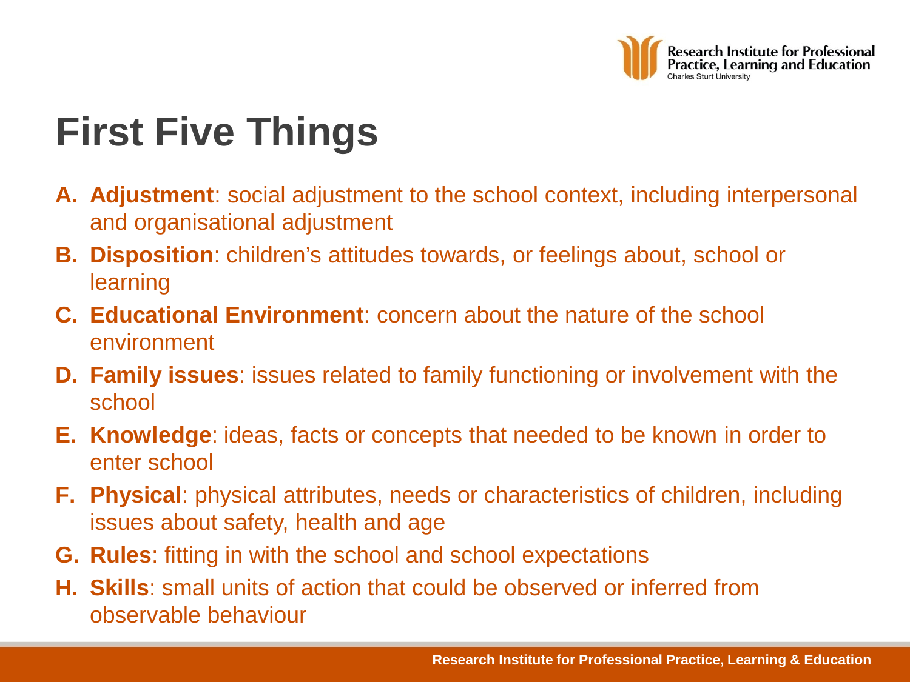# First Five Things

A. **Adjustment**: social adjustment to the school context, including interpersonal and organisational adjustment
B. **Disposition**: children's attitudes towards, or feelings about, school or learning
C. **Educational Environment**: concern about the nature of the school environment
D. **Family issues**: issues related to family functioning or involvement with the school
E. **Knowledge**: ideas, facts or concepts that needed to be known in order to enter school
F. **Physical**: physical attributes, needs or characteristics of children, including issues about safety, health and age
G. **Rules**: fitting in with the school and school expectations
H. **Skills**: small units of action that could be observed or inferred from observable behaviour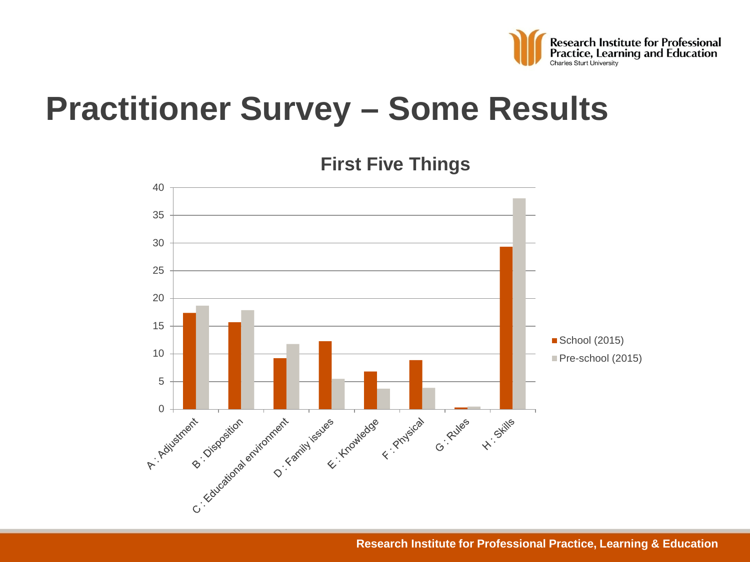# Practitioner Survey – Some Results

**First Five Things**

| Category | School (2015) | Pre-school (2015) |
|---|---|---|
| A : Adjustment | 17.4 | 18.7 |
| B : Disposition | 15.7 | 17.9 |
| C : Educational environment | 9.2 | 11.8 |
| D : Family issues | 12.3 | 5.5 |
| E : Knowledge | 6.8 | 3.7 |
| F : Physical | 8.9 | 3.9 |
| G : Rules | 0.3 | 0.5 |
| H : Skills | 29.3 | 38.0 |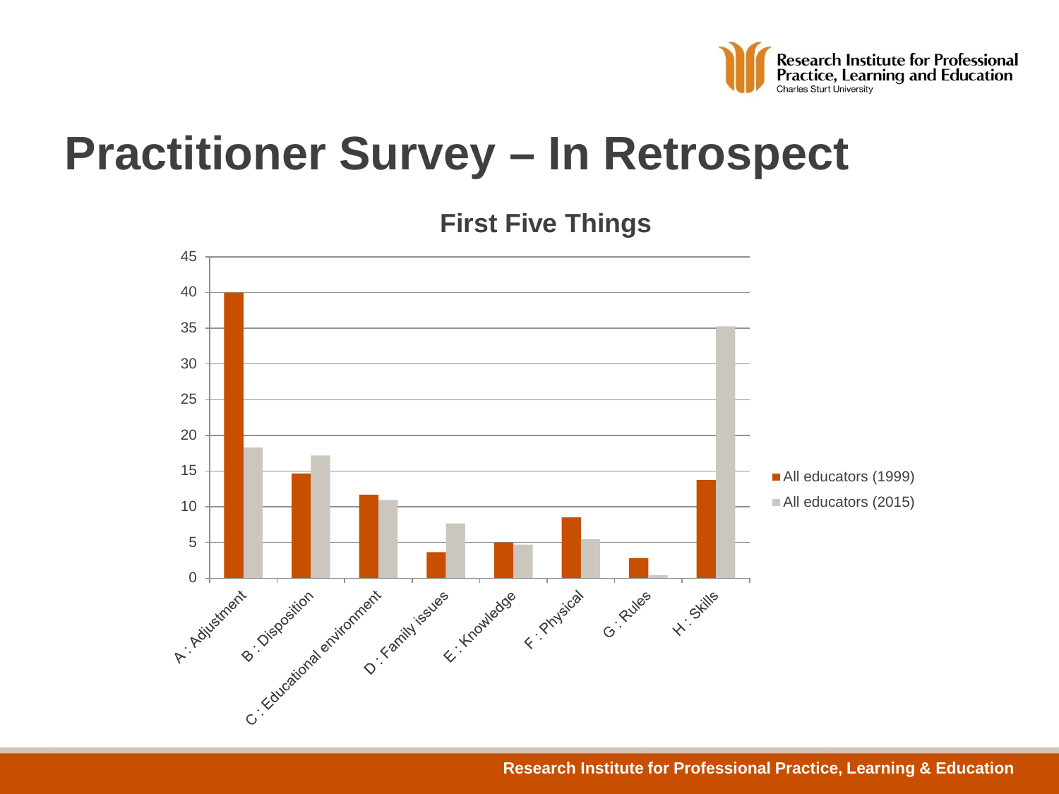# Practitioner Survey – In Retrospect

**First Five Things**

| Category | All educators (1999) | All educators (2015) |
|---|---|---|
| A : Adjustment | 40 | 18.3 |
| B : Disposition | 14.7 | 17.2 |
| C : Educational environment | 11.7 | 11 |
| D : Family issues | 3.7 | 7.7 |
| E : Knowledge | 5 | 4.7 |
| F : Physical | 8.5 | 5.5 |
| G : Rules | 2.8 | 0.4 |
| H : Skills | 13.8 | 35.3 |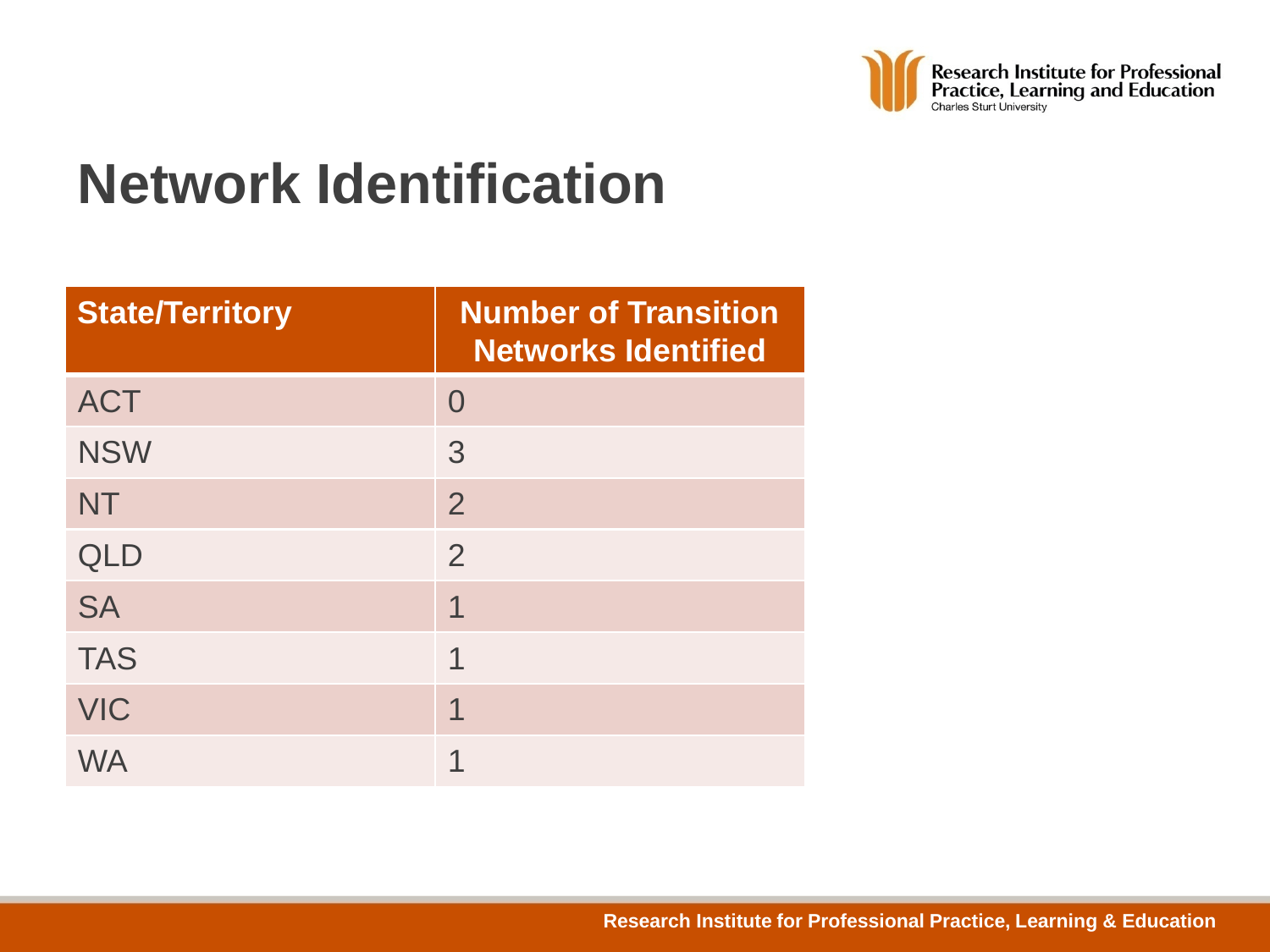# Network Identification

| State/Territory | Number of Transition Networks Identified |
|---|---|
| ACT | 0 |
| NSW | 3 |
| NT | 2 |
| QLD | 2 |
| SA | 1 |
| TAS | 1 |
| VIC | 1 |
| WA | 1 |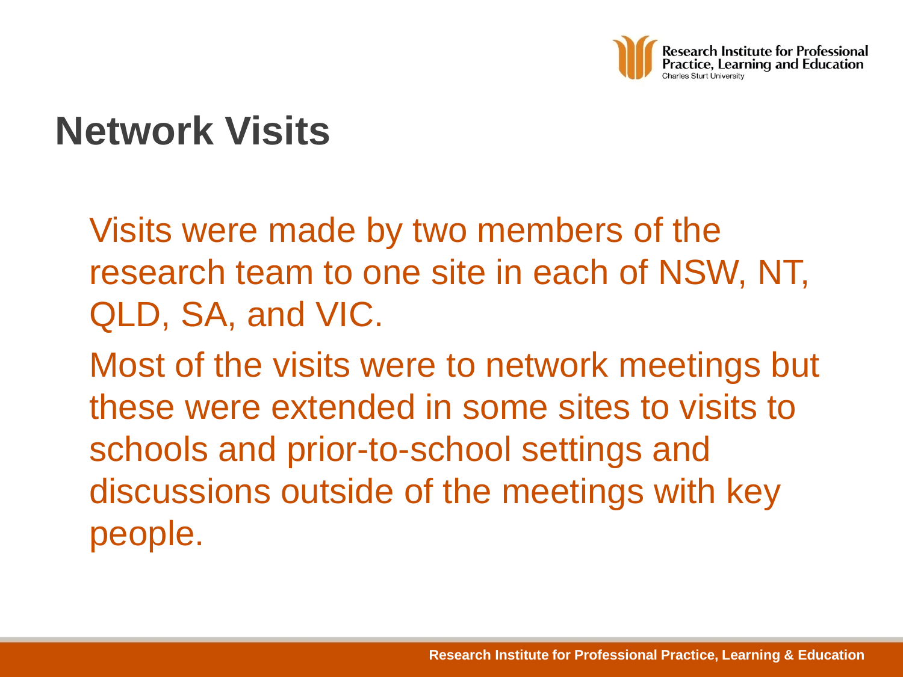# Network Visits

Visits were made by two members of the research team to one site in each of NSW, NT, QLD, SA, and VIC.

Most of the visits were to network meetings but these were extended in some sites to visits to schools and prior-to-school settings and discussions outside of the meetings with key people.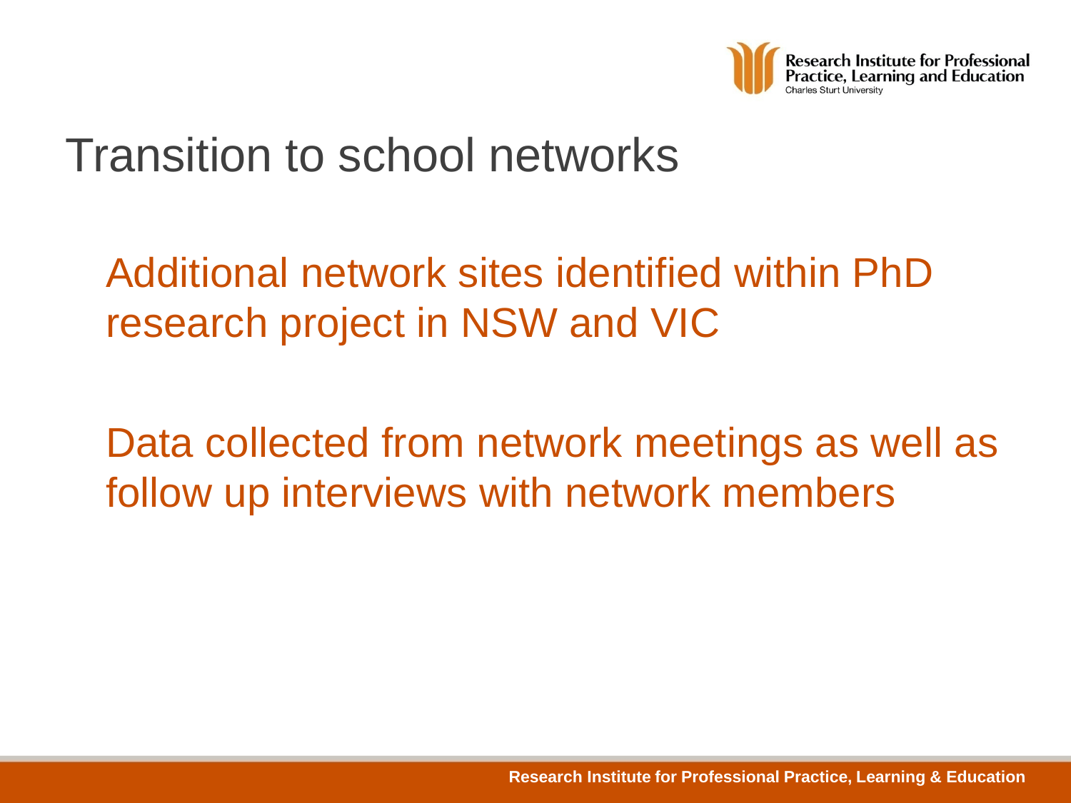# Transition to school networks

Additional network sites identified within PhD research project in NSW and VIC

Data collected from network meetings as well as follow up interviews with network members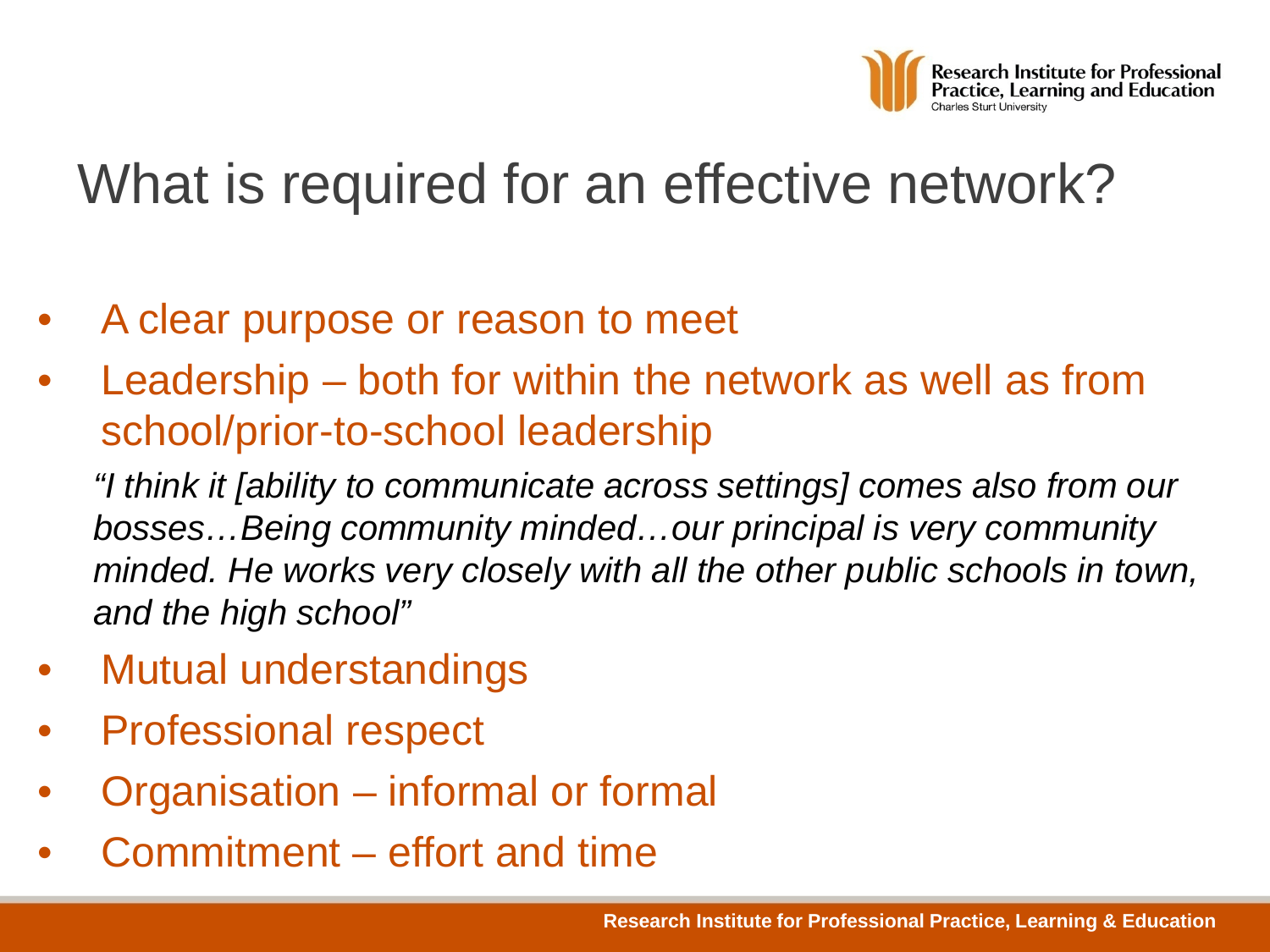# What is required for an effective network?

- A clear purpose or reason to meet
- Leadership – both for within the network as well as from school/prior-to-school leadership

  *"I think it [ability to communicate across settings] comes also from our bosses…Being community minded…our principal is very community minded. He works very closely with all the other public schools in town, and the high school"*

- Mutual understandings
- Professional respect
- Organisation – informal or formal
- Commitment – effort and time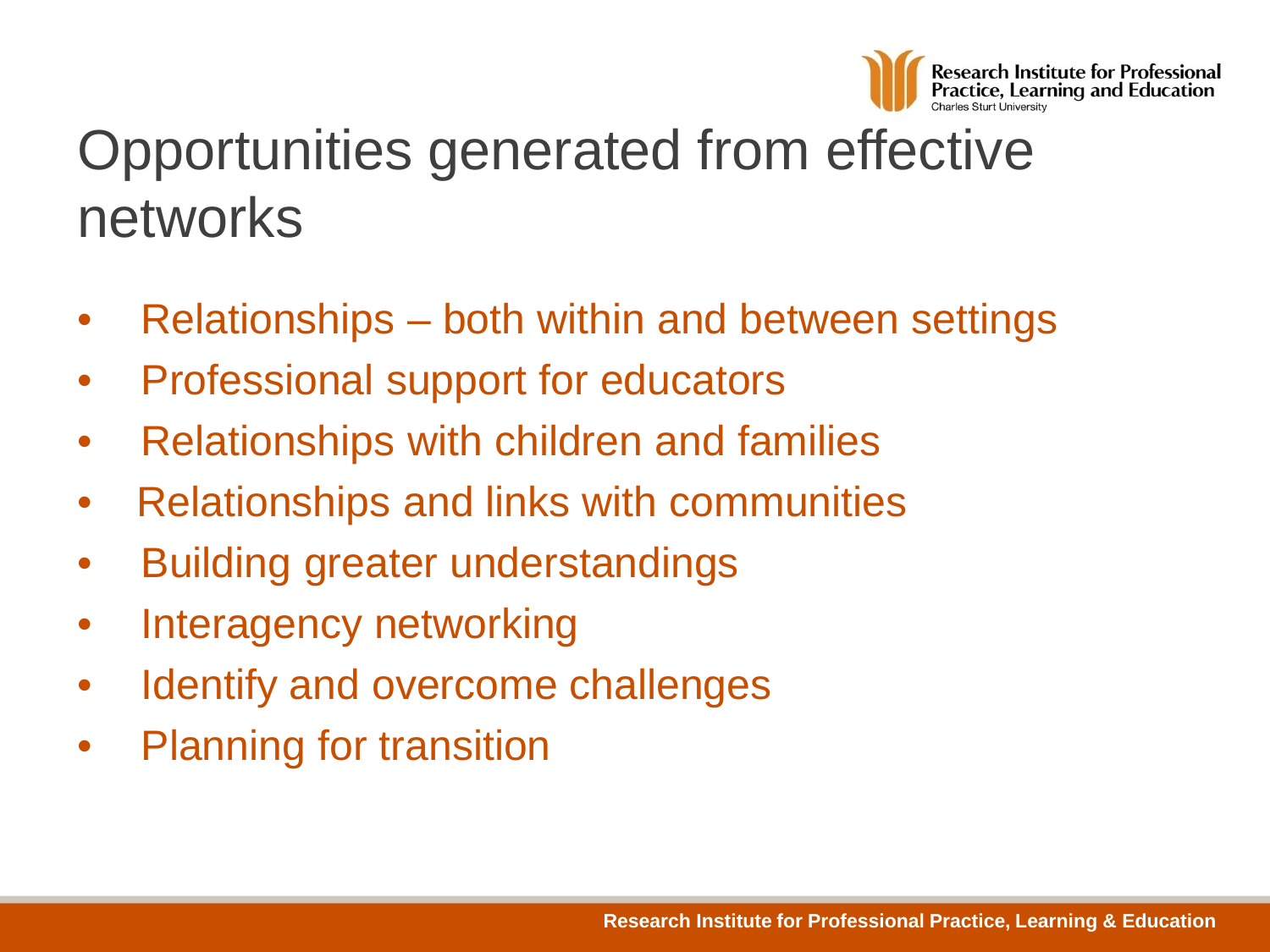# Opportunities generated from effective networks

- Relationships – both within and between settings
- Professional support for educators
- Relationships with children and families
- Relationships and links with communities
- Building greater understandings
- Interagency networking
- Identify and overcome challenges
- Planning for transition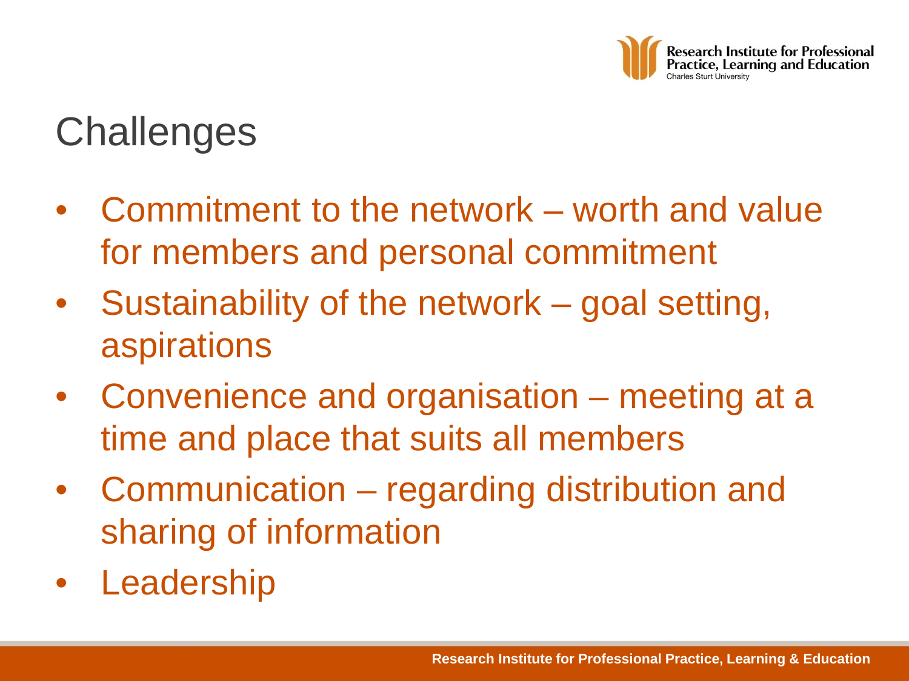# Challenges

- Commitment to the network – worth and value for members and personal commitment
- Sustainability of the network – goal setting, aspirations
- Convenience and organisation – meeting at a time and place that suits all members
- Communication – regarding distribution and sharing of information
- Leadership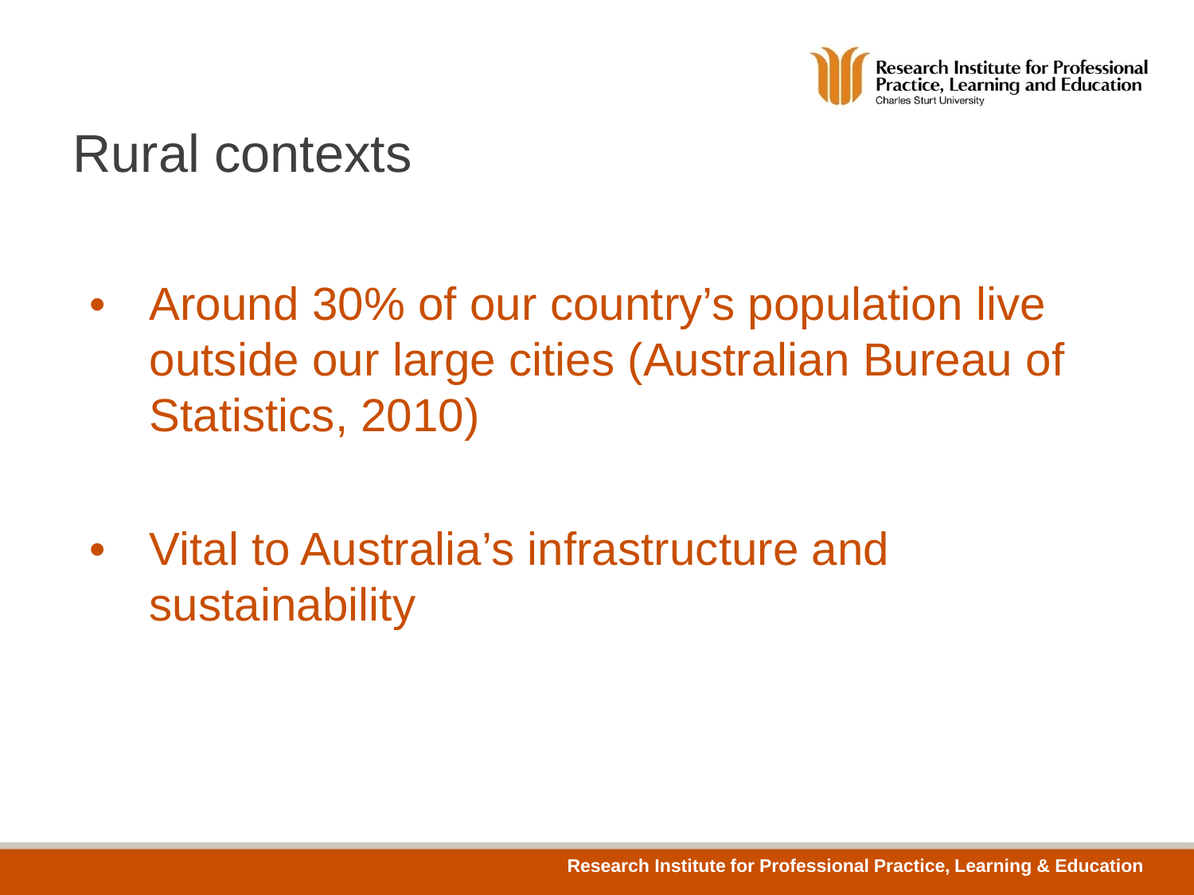# Rural contexts

- Around 30% of our country's population live outside our large cities (Australian Bureau of Statistics, 2010)
- Vital to Australia's infrastructure and sustainability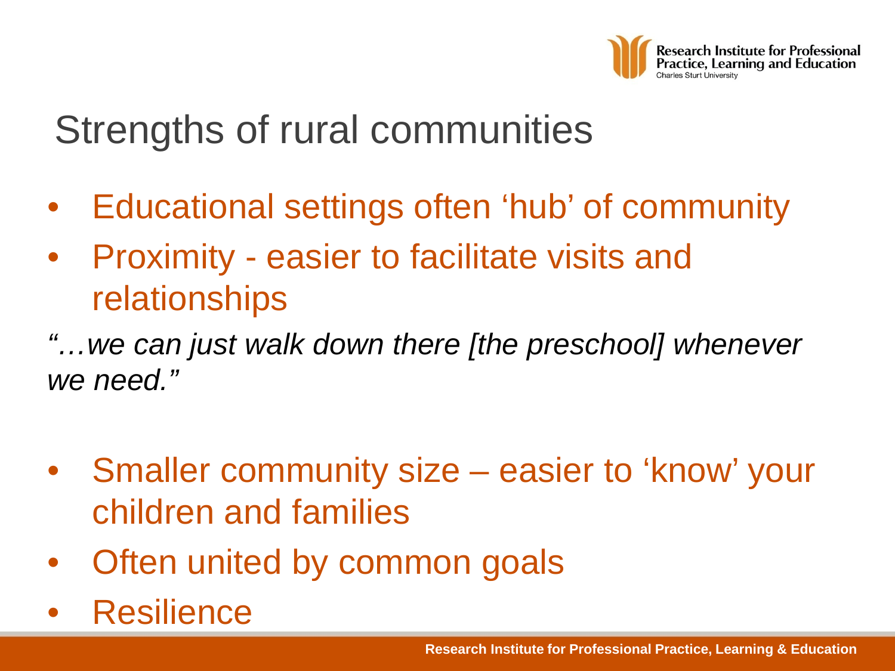# Strengths of rural communities

- Educational settings often 'hub' of community
- Proximity - easier to facilitate visits and relationships

*"…we can just walk down there [the preschool] whenever we need."*

- Smaller community size – easier to 'know' your children and families
- Often united by common goals
- Resilience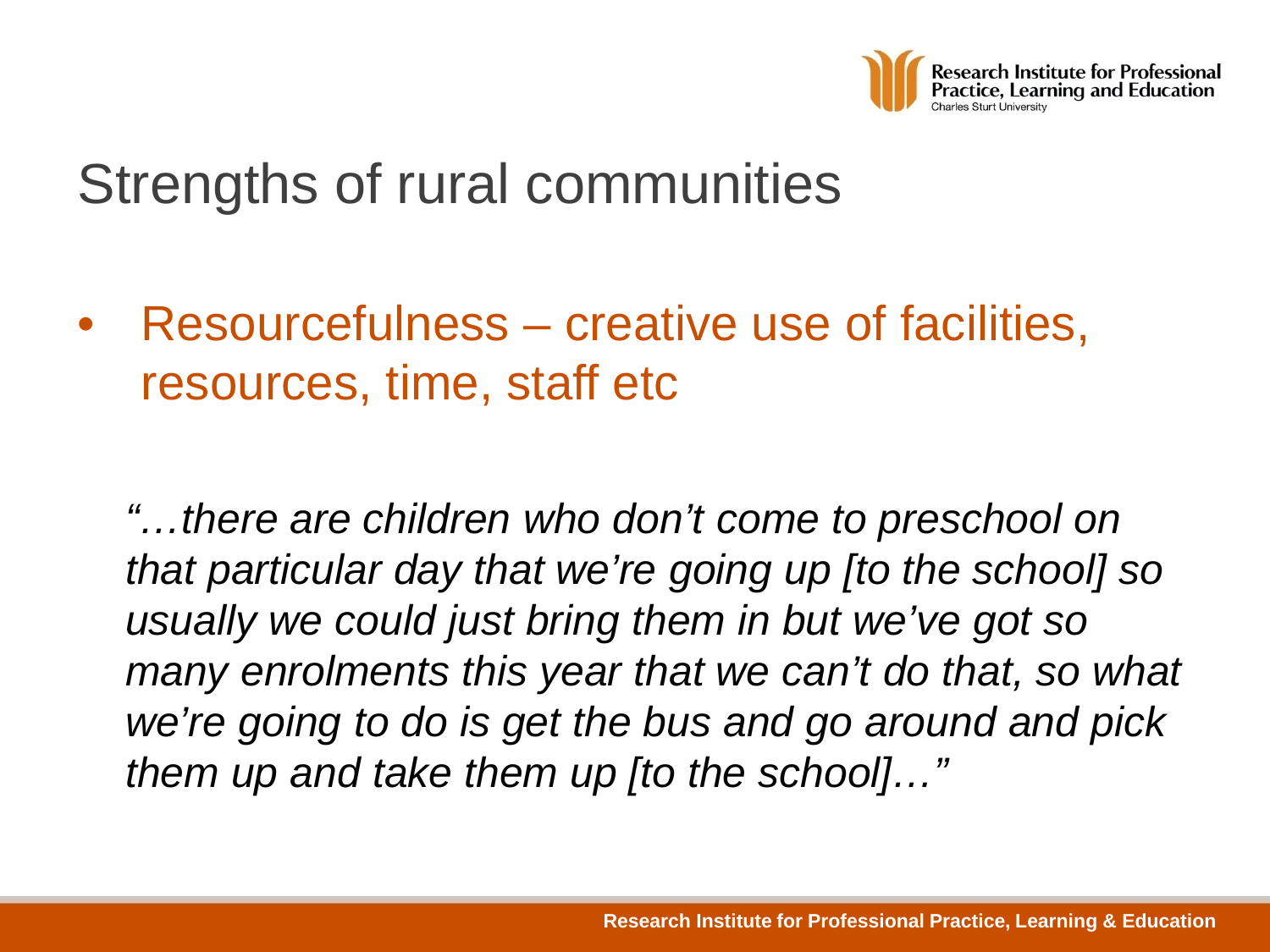# Strengths of rural communities

- Resourcefulness – creative use of facilities, resources, time, staff etc

*"…there are children who don't come to preschool on that particular day that we're going up [to the school] so usually we could just bring them in but we've got so many enrolments this year that we can't do that, so what we're going to do is get the bus and go around and pick them up and take them up [to the school]…"*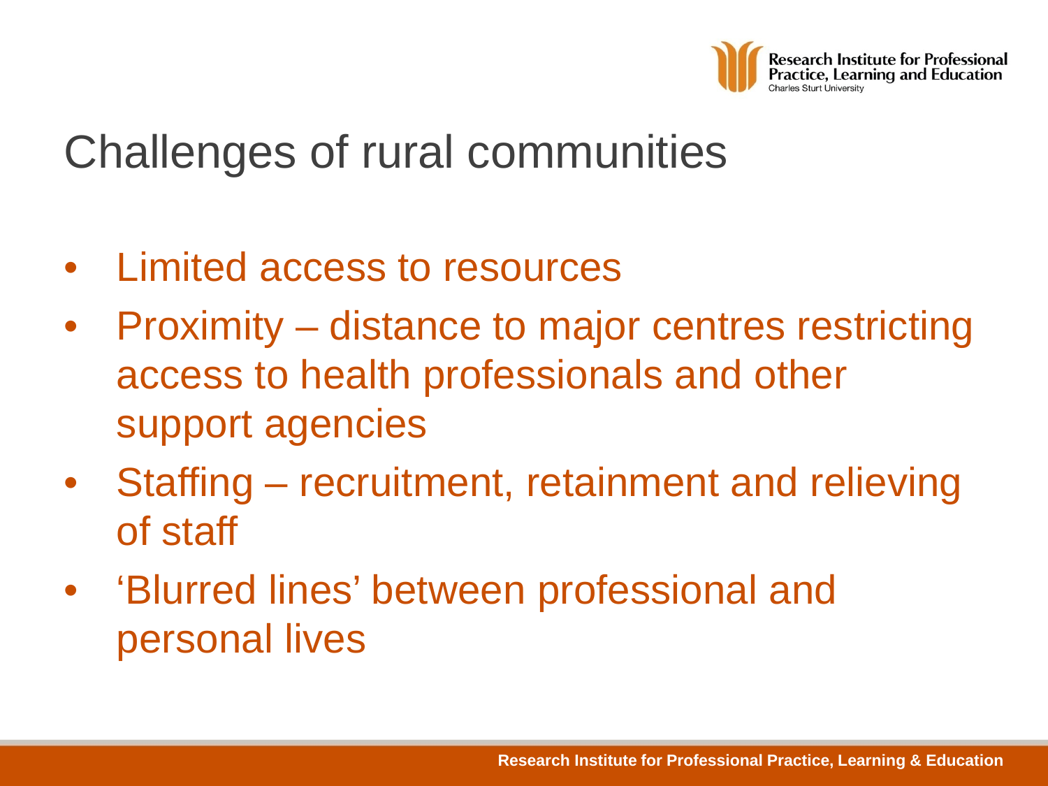# Challenges of rural communities

- Limited access to resources
- Proximity – distance to major centres restricting access to health professionals and other support agencies
- Staffing – recruitment, retainment and relieving of staff
- 'Blurred lines' between professional and personal lives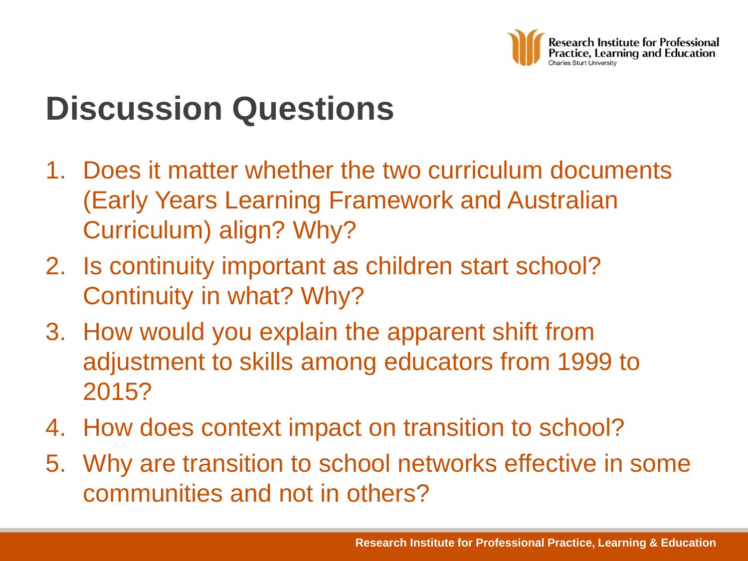# Discussion Questions

1. Does it matter whether the two curriculum documents (Early Years Learning Framework and Australian Curriculum) align? Why?
2. Is continuity important as children start school? Continuity in what? Why?
3. How would you explain the apparent shift from adjustment to skills among educators from 1999 to 2015?
4. How does context impact on transition to school?
5. Why are transition to school networks effective in some communities and not in others?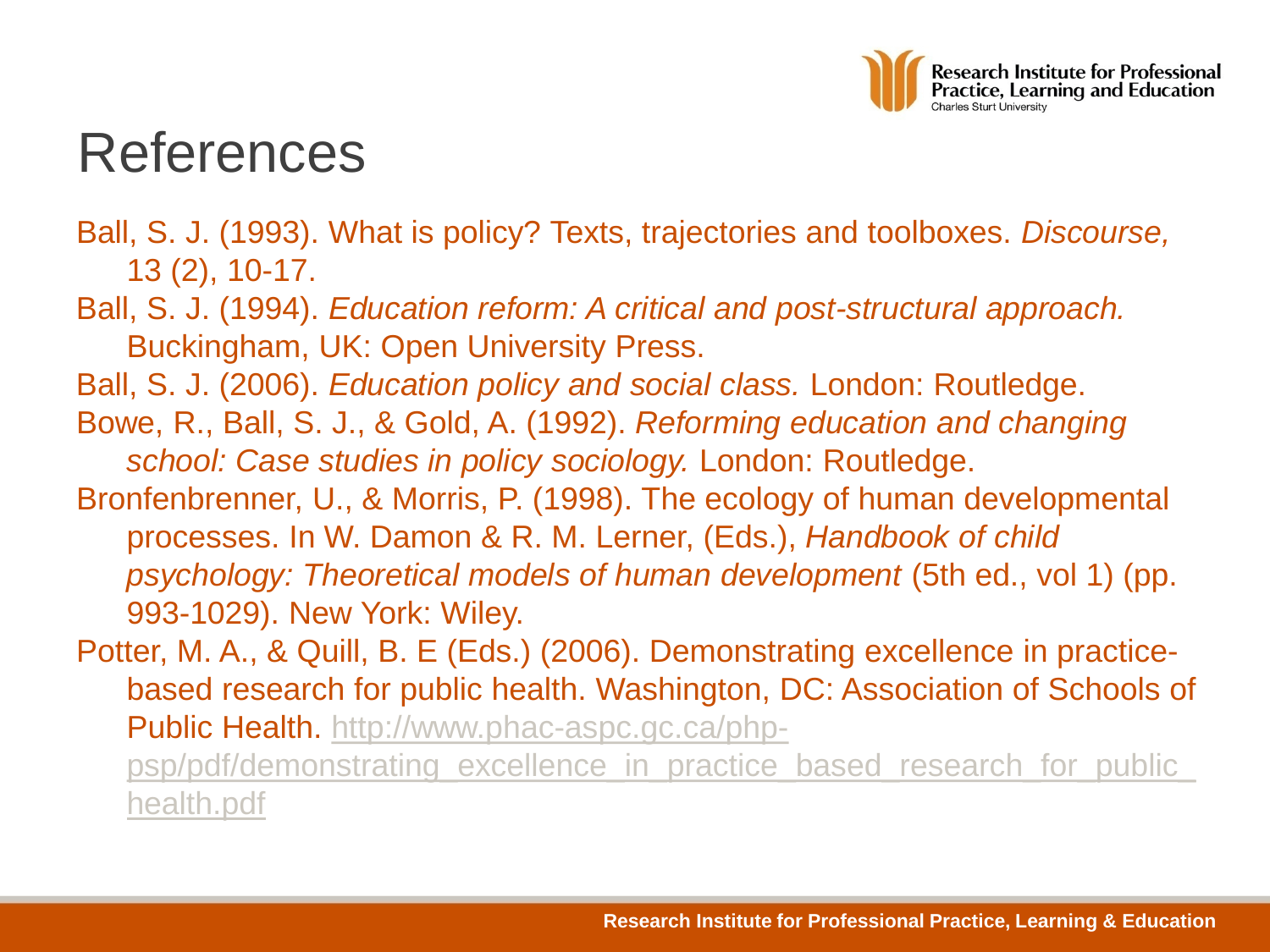# References

Ball, S. J. (1993). What is policy? Texts, trajectories and toolboxes. *Discourse,* 13 (2), 10-17.

Ball, S. J. (1994). *Education reform: A critical and post-structural approach.* Buckingham, UK: Open University Press.

Ball, S. J. (2006). *Education policy and social class.* London: Routledge.

Bowe, R., Ball, S. J., & Gold, A. (1992). *Reforming education and changing school: Case studies in policy sociology.* London: Routledge.

Bronfenbrenner, U., & Morris, P. (1998). The ecology of human developmental processes. In W. Damon & R. M. Lerner, (Eds.), *Handbook of child psychology: Theoretical models of human development* (5th ed., vol 1) (pp. 993-1029). New York: Wiley.

Potter, M. A., & Quill, B. E (Eds.) (2006). Demonstrating excellence in practice-based research for public health. Washington, DC: Association of Schools of Public Health. http://www.phac-aspc.gc.ca/php-psp/pdf/demonstrating_excellence_in_practice_based_research_for_public_health.pdf